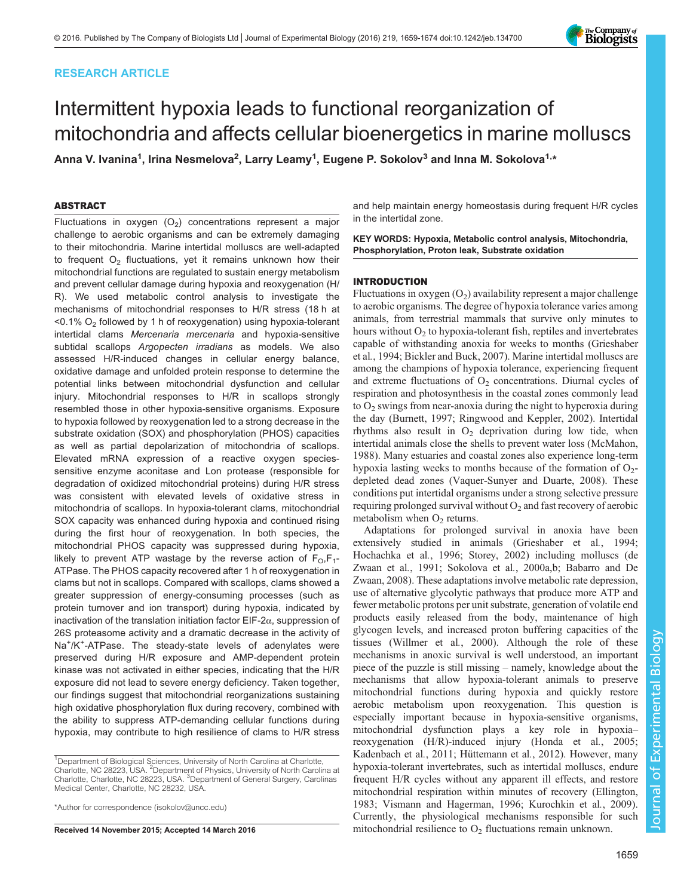RESEARCH ARTICLE

# Intermittent hypoxia leads to functional reorganization of mitochondria and affects cellular bioenergetics in marine molluscs

Anna V. Ivanina[1], Irina Nesmelova[2], Larry Leamy[1], Eugene P. Sokolov[3] and Inna M. Sokolova[1,*]

## ABSTRACT

Fluctuations in oxygen ($O_2$) concentrations represent a major challenge to aerobic organisms and can be extremely damaging to their mitochondria. Marine intertidal molluscs are well-adapted to frequent $O_2$ fluctuations, yet it remains unknown how their mitochondrial functions are regulated to sustain energy metabolism and prevent cellular damage during hypoxia and reoxygenation (H/R). We used metabolic control analysis to investigate the mechanisms of mitochondrial responses to H/R stress (18 h at <0.1% $O_2$ followed by 1 h of reoxygenation) using hypoxia-tolerant intertidal clams *Mercenaria mercenaria* and hypoxia-sensitive subtidal scallops *Argopecten irradians* as models. We also assessed H/R-induced changes in cellular energy balance, oxidative damage and unfolded protein response to determine the potential links between mitochondrial dysfunction and cellular injury. Mitochondrial responses to H/R in scallops strongly resembled those in other hypoxia-sensitive organisms. Exposure to hypoxia followed by reoxygenation led to a strong decrease in the substrate oxidation (SOX) and phosphorylation (PHOS) capacities as well as partial depolarization of mitochondria of scallops. Elevated mRNA expression of a reactive oxygen species-sensitive enzyme aconitase and Lon protease (responsible for degradation of oxidized mitochondrial proteins) during H/R stress was consistent with elevated levels of oxidative stress in mitochondria of scallops. In hypoxia-tolerant clams, mitochondrial SOX capacity was enhanced during hypoxia and continued rising during the first hour of reoxygenation. In both species, the mitochondrial PHOS capacity was suppressed during hypoxia, likely to prevent ATP wastage by the reverse action of $F_O,F_1$-ATPase. The PHOS capacity recovered after 1 h of reoxygenation in clams but not in scallops. Compared with scallops, clams showed a greater suppression of energy-consuming processes (such as protein turnover and ion transport) during hypoxia, indicated by inactivation of the translation initiation factor EIF-2α, suppression of 26S proteasome activity and a dramatic decrease in the activity of $Na^+/K^+$-ATPase. The steady-state levels of adenylates were preserved during H/R exposure and AMP-dependent protein kinase was not activated in either species, indicating that the H/R exposure did not lead to severe energy deficiency. Taken together, our findings suggest that mitochondrial reorganizations sustaining high oxidative phosphorylation flux during recovery, combined with the ability to suppress ATP-demanding cellular functions during hypoxia, may contribute to high resilience of clams to H/R stress and help maintain energy homeostasis during frequent H/R cycles in the intertidal zone.

KEY WORDS: Hypoxia, Metabolic control analysis, Mitochondria, Phosphorylation, Proton leak, Substrate oxidation

[1]Department of Biological Sciences, University of North Carolina at Charlotte, Charlotte, NC 28223, USA. [2]Department of Physics, University of North Carolina at Charlotte, Charlotte, NC 28223, USA. [3]Department of General Surgery, Carolinas Medical Center, Charlotte, NC 28232, USA.

*Author for correspondence (isokolov@uncc.edu)

Received 14 November 2015; Accepted 14 March 2016

## INTRODUCTION

Fluctuations in oxygen ($O_2$) availability represent a major challenge to aerobic organisms. The degree of hypoxia tolerance varies among animals, from terrestrial mammals that survive only minutes to hours without $O_2$ to hypoxia-tolerant fish, reptiles and invertebrates capable of withstanding anoxia for weeks to months (Grieshaber et al., 1994; Bickler and Buck, 2007). Marine intertidal molluscs are among the champions of hypoxia tolerance, experiencing frequent and extreme fluctuations of $O_2$ concentrations. Diurnal cycles of respiration and photosynthesis in the coastal zones commonly lead to $O_2$ swings from near-anoxia during the night to hyperoxia during the day (Burnett, 1997; Ringwood and Keppler, 2002). Intertidal rhythms also result in $O_2$ deprivation during low tide, when intertidal animals close the shells to prevent water loss (McMahon, 1988). Many estuaries and coastal zones also experience long-term hypoxia lasting weeks to months because of the formation of $O_2$-depleted dead zones (Vaquer-Sunyer and Duarte, 2008). These conditions put intertidal organisms under a strong selective pressure requiring prolonged survival without $O_2$ and fast recovery of aerobic metabolism when $O_2$ returns.

Adaptations for prolonged survival in anoxia have been extensively studied in animals (Grieshaber et al., 1994; Hochachka et al., 1996; Storey, 2002) including molluscs (de Zwaan et al., 1991; Sokolova et al., 2000a,b; Babarro and De Zwaan, 2008). These adaptations involve metabolic rate depression, use of alternative glycolytic pathways that produce more ATP and fewer metabolic protons per unit substrate, generation of volatile end products easily released from the body, maintenance of high glycogen levels, and increased proton buffering capacities of the tissues (Willmer et al., 2000). Although the role of these mechanisms in anoxic survival is well understood, an important piece of the puzzle is still missing – namely, knowledge about the mechanisms that allow hypoxia-tolerant animals to preserve mitochondrial functions during hypoxia and quickly restore aerobic metabolism upon reoxygenation. This question is especially important because in hypoxia-sensitive organisms, mitochondrial dysfunction plays a key role in hypoxia–reoxygenation (H/R)-induced injury (Honda et al., 2005; Kadenbach et al., 2011; Hüttemann et al., 2012). However, many hypoxia-tolerant invertebrates, such as intertidal molluscs, endure frequent H/R cycles without any apparent ill effects, and restore mitochondrial respiration within minutes of recovery (Ellington, 1983; Vismann and Hagerman, 1996; Kurochkin et al., 2009). Currently, the physiological mechanisms responsible for such mitochondrial resilience to $O_2$ fluctuations remain unknown.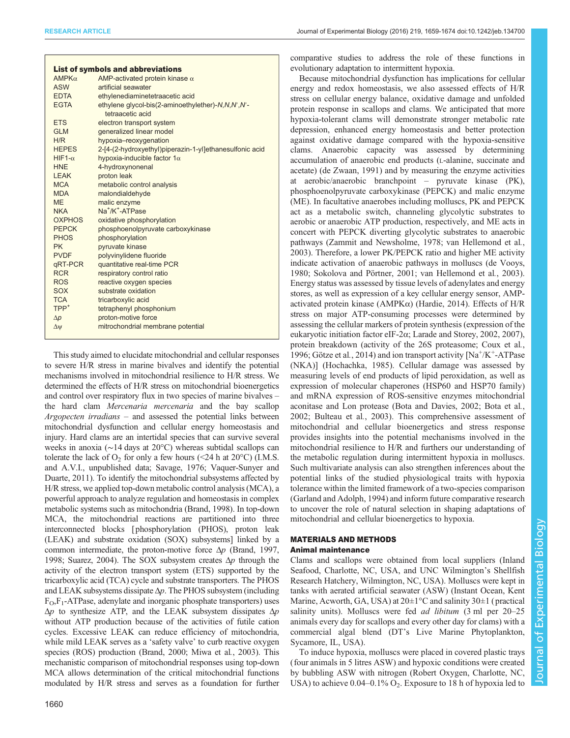**List of symbols and abbreviations**

| | |
|---|---|
| AMPKα | AMP-activated protein kinase α |
| ASW | artificial seawater |
| EDTA | ethylenediaminetetraacetic acid |
| EGTA | ethylene glycol-bis(2-aminoethylether)-N,N,N′,N′-tetraacetic acid |
| ETS | electron transport system |
| GLM | generalized linear model |
| H/R | hypoxia–reoxygenation |
| HEPES | 2-[4-(2-hydroxyethyl)piperazin-1-yl]ethanesulfonic acid |
| HIF1-α | hypoxia-inducible factor 1α |
| HNE | 4-hydroxynonenal |
| LEAK | proton leak |
| MCA | metabolic control analysis |
| MDA | malondialdehyde |
| ME | malic enzyme |
| NKA | $Na^+/K^+$-ATPase |
| OXPHOS | oxidative phosphorylation |
| PEPCK | phosphoenolpyruvate carboxykinase |
| PHOS | phosphorylation |
| PK | pyruvate kinase |
| PVDF | polyvinylidene fluoride |
| qRT-PCR | quantitative real-time PCR |
| RCR | respiratory control ratio |
| ROS | reactive oxygen species |
| SOX | substrate oxidation |
| TCA | tricarboxylic acid |
| $TPP^+$ | tetraphenyl phosphonium |
| $\Delta p$ | proton-motive force |
| $\Delta\psi$ | mitochondrial membrane potential |

This study aimed to elucidate mitochondrial and cellular responses to severe H/R stress in marine bivalves and identify the potential mechanisms involved in mitochondrial resilience to H/R stress. We determined the effects of H/R stress on mitochondrial bioenergetics and control over respiratory flux in two species of marine bivalves – the hard clam *Mercenaria mercenaria* and the bay scallop *Argopecten irradians* – and assessed the potential links between mitochondrial dysfunction and cellular energy homeostasis and injury. Hard clams are an intertidal species that can survive several weeks in anoxia (~14 days at 20°C) whereas subtidal scallops can tolerate the lack of $O_2$ for only a few hours (<24 h at 20°C) (I.M.S. and A.V.I., unpublished data; Savage, 1976; Vaquer-Sunyer and Duarte, 2011). To identify the mitochondrial subsystems affected by H/R stress, we applied top-down metabolic control analysis (MCA), a powerful approach to analyze regulation and homeostasis in complex metabolic systems such as mitochondria (Brand, 1998). In top-down MCA, the mitochondrial reactions are partitioned into three interconnected blocks [phosphorylation (PHOS), proton leak (LEAK) and substrate oxidation (SOX) subsystems] linked by a common intermediate, the proton-motive force $\Delta p$ (Brand, 1997, 1998; Suarez, 2004). The SOX subsystem creates $\Delta p$ through the activity of the electron transport system (ETS) supported by the tricarboxylic acid (TCA) cycle and substrate transporters. The PHOS and LEAK subsystems dissipate $\Delta p$. The PHOS subsystem (including $F_O,F_1$-ATPase, adenylate and inorganic phosphate transporters) uses $\Delta p$ to synthesize ATP, and the LEAK subsystem dissipates $\Delta p$ without ATP production because of the activities of futile cation cycles. Excessive LEAK can reduce efficiency of mitochondria, while mild LEAK serves as a 'safety valve' to curb reactive oxygen species (ROS) production (Brand, 2000; Miwa et al., 2003). This mechanistic comparison of mitochondrial responses using top-down MCA allows determination of the critical mitochondrial functions modulated by H/R stress and serves as a foundation for further comparative studies to address the role of these functions in evolutionary adaptation to intermittent hypoxia.

Because mitochondrial dysfunction has implications for cellular energy and redox homeostasis, we also assessed effects of H/R stress on cellular energy balance, oxidative damage and unfolded protein response in scallops and clams. We anticipated that more hypoxia-tolerant clams will demonstrate stronger metabolic rate depression, enhanced energy homeostasis and better protection against oxidative damage compared with the hypoxia-sensitive clams. Anaerobic capacity was assessed by determining accumulation of anaerobic end products (L-alanine, succinate and acetate) (de Zwaan, 1991) and by measuring the enzyme activities at aerobic/anaerobic branchpoint – pyruvate kinase (PK), phosphoenolpyruvate carboxykinase (PEPCK) and malic enzyme (ME). In facultative anaerobes including molluscs, PK and PEPCK act as a metabolic switch, channeling glycolytic substrates to aerobic or anaerobic ATP production, respectively, and ME acts in concert with PEPCK diverting glycolytic substrates to anaerobic pathways (Zammit and Newsholme, 1978; van Hellemond et al., 2003). Therefore, a lower PK/PEPCK ratio and higher ME activity indicate activation of anaerobic pathways in molluscs (de Vooys, 1980; Sokolova and Pörtner, 2001; van Hellemond et al., 2003). Energy status was assessed by tissue levels of adenylates and energy stores, as well as expression of a key cellular energy sensor, AMP-activated protein kinase (AMPKα) (Hardie, 2014). Effects of H/R stress on major ATP-consuming processes were determined by assessing the cellular markers of protein synthesis (expression of the eukaryotic initiation factor eIF-2α; Larade and Storey, 2002, 2007), protein breakdown (activity of the 26S proteasome; Coux et al., 1996; Götze et al., 2014) and ion transport activity [$Na^+/K^+$-ATPase (NKA)] (Hochachka, 1985). Cellular damage was assessed by measuring levels of end products of lipid peroxidation, as well as expression of molecular chaperones (HSP60 and HSP70 family) and mRNA expression of ROS-sensitive enzymes mitochondrial aconitase and Lon protease (Bota and Davies, 2002; Bota et al., 2002; Bulteau et al., 2003). This comprehensive assessment of mitochondrial and cellular bioenergetics and stress response provides insights into the potential mechanisms involved in the mitochondrial resilience to H/R and furthers our understanding of the metabolic regulation during intermittent hypoxia in molluscs. Such multivariate analysis can also strengthen inferences about the potential links of the studied physiological traits with hypoxia tolerance within the limited framework of a two-species comparison (Garland and Adolph, 1994) and inform future comparative research to uncover the role of natural selection in shaping adaptations of mitochondrial and cellular bioenergetics to hypoxia.

## MATERIALS AND METHODS

### Animal maintenance

Clams and scallops were obtained from local suppliers (Inland Seafood, Charlotte, NC, USA, and UNC Wilmington's Shellfish Research Hatchery, Wilmington, NC, USA). Molluscs were kept in tanks with aerated artificial seawater (ASW) (Instant Ocean, Kent Marine, Acworth, GA, USA) at 20±1°C and salinity 30±1 (practical salinity units). Molluscs were fed *ad libitum* (3 ml per 20–25 animals every day for scallops and every other day for clams) with a commercial algal blend (DT's Live Marine Phytoplankton, Sycamore, IL, USA).

To induce hypoxia, molluscs were placed in covered plastic trays (four animals in 5 litres ASW) and hypoxic conditions were created by bubbling ASW with nitrogen (Robert Oxygen, Charlotte, NC, USA) to achieve 0.04–0.1% $O_2$. Exposure to 18 h of hypoxia led to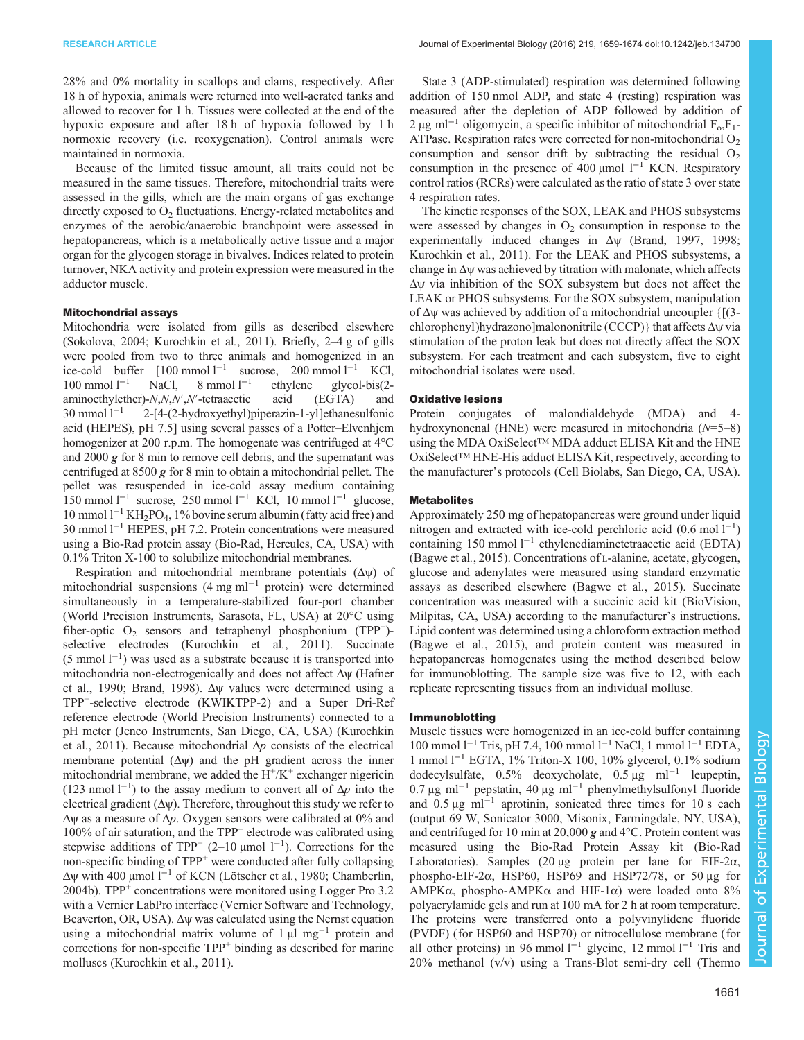28% and 0% mortality in scallops and clams, respectively. After 18 h of hypoxia, animals were returned into well-aerated tanks and allowed to recover for 1 h. Tissues were collected at the end of the hypoxic exposure and after 18 h of hypoxia followed by 1 h normoxic recovery (i.e. reoxygenation). Control animals were maintained in normoxia.

Because of the limited tissue amount, all traits could not be measured in the same tissues. Therefore, mitochondrial traits were assessed in the gills, which are the main organs of gas exchange directly exposed to $O_2$ fluctuations. Energy-related metabolites and enzymes of the aerobic/anaerobic branchpoint were assessed in hepatopancreas, which is a metabolically active tissue and a major organ for the glycogen storage in bivalves. Indices related to protein turnover, NKA activity and protein expression were measured in the adductor muscle.

### Mitochondrial assays

Mitochondria were isolated from gills as described elsewhere (Sokolova, 2004; Kurochkin et al., 2011). Briefly, 2–4 g of gills were pooled from two to three animals and homogenized in an ice-cold buffer [100 mmol $l^{-1}$ sucrose, 200 mmol $l^{-1}$ KCl, 100 mmol $l^{-1}$ NaCl, 8 mmol $l^{-1}$ ethylene glycol-bis(2-aminoethylether)-*N*,*N*,*N*′,*N*′-tetraacetic acid (EGTA) and 30 mmol $l^{-1}$ 2-[4-(2-hydroxyethyl)piperazin-1-yl]ethanesulfonic acid (HEPES), pH 7.5] using several passes of a Potter–Elvenhjem homogenizer at 200 r.p.m. The homogenate was centrifuged at 4°C and 2000 ***g*** for 8 min to remove cell debris, and the supernatant was centrifuged at 8500 ***g*** for 8 min to obtain a mitochondrial pellet. The pellet was resuspended in ice-cold assay medium containing 150 mmol $l^{-1}$ sucrose, 250 mmol $l^{-1}$ KCl, 10 mmol $l^{-1}$ glucose, 10 mmol $l^{-1}$ $KH_2PO_4$, 1% bovine serum albumin (fatty acid free) and 30 mmol $l^{-1}$ HEPES, pH 7.2. Protein concentrations were measured using a Bio-Rad protein assay (Bio-Rad, Hercules, CA, USA) with 0.1% Triton X-100 to solubilize mitochondrial membranes.

Respiration and mitochondrial membrane potentials (Δψ) of mitochondrial suspensions (4 mg $ml^{-1}$ protein) were determined simultaneously in a temperature-stabilized four-port chamber (World Precision Instruments, Sarasota, FL, USA) at 20°C using fiber-optic $O_2$ sensors and tetraphenyl phosphonium ($TPP^+$)-selective electrodes (Kurochkin et al., 2011). Succinate (5 mmol $l^{-1}$) was used as a substrate because it is transported into mitochondria non-electrogenically and does not affect Δψ (Hafner et al., 1990; Brand, 1998). Δψ values were determined using a $TPP^+$-selective electrode (KWIKTPP-2) and a Super Dri-Ref reference electrode (World Precision Instruments) connected to a pH meter (Jenco Instruments, San Diego, CA, USA) (Kurochkin et al., 2011). Because mitochondrial Δ*p* consists of the electrical membrane potential (Δψ) and the pH gradient across the inner mitochondrial membrane, we added the $H^+/K^+$ exchanger nigericin (123 nmol $l^{-1}$) to the assay medium to convert all of Δ*p* into the electrical gradient (Δψ). Therefore, throughout this study we refer to Δψ as a measure of Δ*p*. Oxygen sensors were calibrated at 0% and 100% of air saturation, and the $TPP^+$ electrode was calibrated using stepwise additions of $TPP^+$ (2–10 µmol $l^{-1}$). Corrections for the non-specific binding of $TPP^+$ were conducted after fully collapsing Δψ with 400 µmol $l^{-1}$ of KCN (Lötscher et al., 1980; Chamberlin, 2004b). $TPP^+$ concentrations were monitored using Logger Pro 3.2 with a Vernier LabPro interface (Vernier Software and Technology, Beaverton, OR, USA). Δψ was calculated using the Nernst equation using a mitochondrial matrix volume of 1 µl $mg^{-1}$ protein and corrections for non-specific $TPP^+$ binding as described for marine molluscs (Kurochkin et al., 2011).

State 3 (ADP-stimulated) respiration was determined following addition of 150 nmol ADP, and state 4 (resting) respiration was measured after the depletion of ADP followed by addition of 2 µg $ml^{-1}$ oligomycin, a specific inhibitor of mitochondrial $F_o,F_1$-ATPase. Respiration rates were corrected for non-mitochondrial $O_2$ consumption and sensor drift by subtracting the residual $O_2$ consumption in the presence of 400 µmol $l^{-1}$ KCN. Respiratory control ratios (RCRs) were calculated as the ratio of state 3 over state 4 respiration rates.

The kinetic responses of the SOX, LEAK and PHOS subsystems were assessed by changes in $O_2$ consumption in response to the experimentally induced changes in Δψ (Brand, 1997, 1998; Kurochkin et al., 2011). For the LEAK and PHOS subsystems, a change in Δψ was achieved by titration with malonate, which affects Δψ via inhibition of the SOX subsystem but does not affect the LEAK or PHOS subsystems. For the SOX subsystem, manipulation of Δψ was achieved by addition of a mitochondrial uncoupler {[(3-chlorophenyl)hydrazono]malononitrile (CCCP)} that affects Δψ via stimulation of the proton leak but does not directly affect the SOX subsystem. For each treatment and each subsystem, five to eight mitochondrial isolates were used.

### Oxidative lesions

Protein conjugates of malondialdehyde (MDA) and 4-hydroxynonenal (HNE) were measured in mitochondria (*N*=5–8) using the MDA OxiSelect™ MDA adduct ELISA Kit and the HNE OxiSelect™ HNE-His adduct ELISA Kit, respectively, according to the manufacturer's protocols (Cell Biolabs, San Diego, CA, USA).

### Metabolites

Approximately 250 mg of hepatopancreas were ground under liquid nitrogen and extracted with ice-cold perchloric acid (0.6 mol $l^{-1}$) containing 150 mmol $l^{-1}$ ethylenediaminetetraacetic acid (EDTA) (Bagwe et al., 2015). Concentrations of L-alanine, acetate, glycogen, glucose and adenylates were measured using standard enzymatic assays as described elsewhere (Bagwe et al., 2015). Succinate concentration was measured with a succinic acid kit (BioVision, Milpitas, CA, USA) according to the manufacturer's instructions. Lipid content was determined using a chloroform extraction method (Bagwe et al., 2015), and protein content was measured in hepatopancreas homogenates using the method described below for immunoblotting. The sample size was five to 12, with each replicate representing tissues from an individual mollusc.

### Immunoblotting

Muscle tissues were homogenized in an ice-cold buffer containing 100 mmol $l^{-1}$ Tris, pH 7.4, 100 mmol $l^{-1}$ NaCl, 1 mmol $l^{-1}$ EDTA, 1 mmol $l^{-1}$ EGTA, 1% Triton-X 100, 10% glycerol, 0.1% sodium dodecylsulfate, 0.5% deoxycholate, 0.5 µg $ml^{-1}$ leupeptin, 0.7 µg $ml^{-1}$ pepstatin, 40 µg $ml^{-1}$ phenylmethylsulfonyl fluoride and 0.5 µg $ml^{-1}$ aprotinin, sonicated three times for 10 s each (output 69 W, Sonicator 3000, Misonix, Farmingdale, NY, USA), and centrifuged for 10 min at 20,000 ***g*** and 4°C. Protein content was measured using the Bio-Rad Protein Assay kit (Bio-Rad Laboratories). Samples (20 µg protein per lane for EIF-2α, phospho-EIF-2α, HSP60, HSP69 and HSP72/78, or 50 µg for AMPKα, phospho-AMPKα and HIF-1α) were loaded onto 8% polyacrylamide gels and run at 100 mA for 2 h at room temperature. The proteins were transferred onto a polyvinylidene fluoride (PVDF) (for HSP60 and HSP70) or nitrocellulose membrane (for all other proteins) in 96 mmol $l^{-1}$ glycine, 12 mmol $l^{-1}$ Tris and 20% methanol (v/v) using a Trans-Blot semi-dry cell (Thermo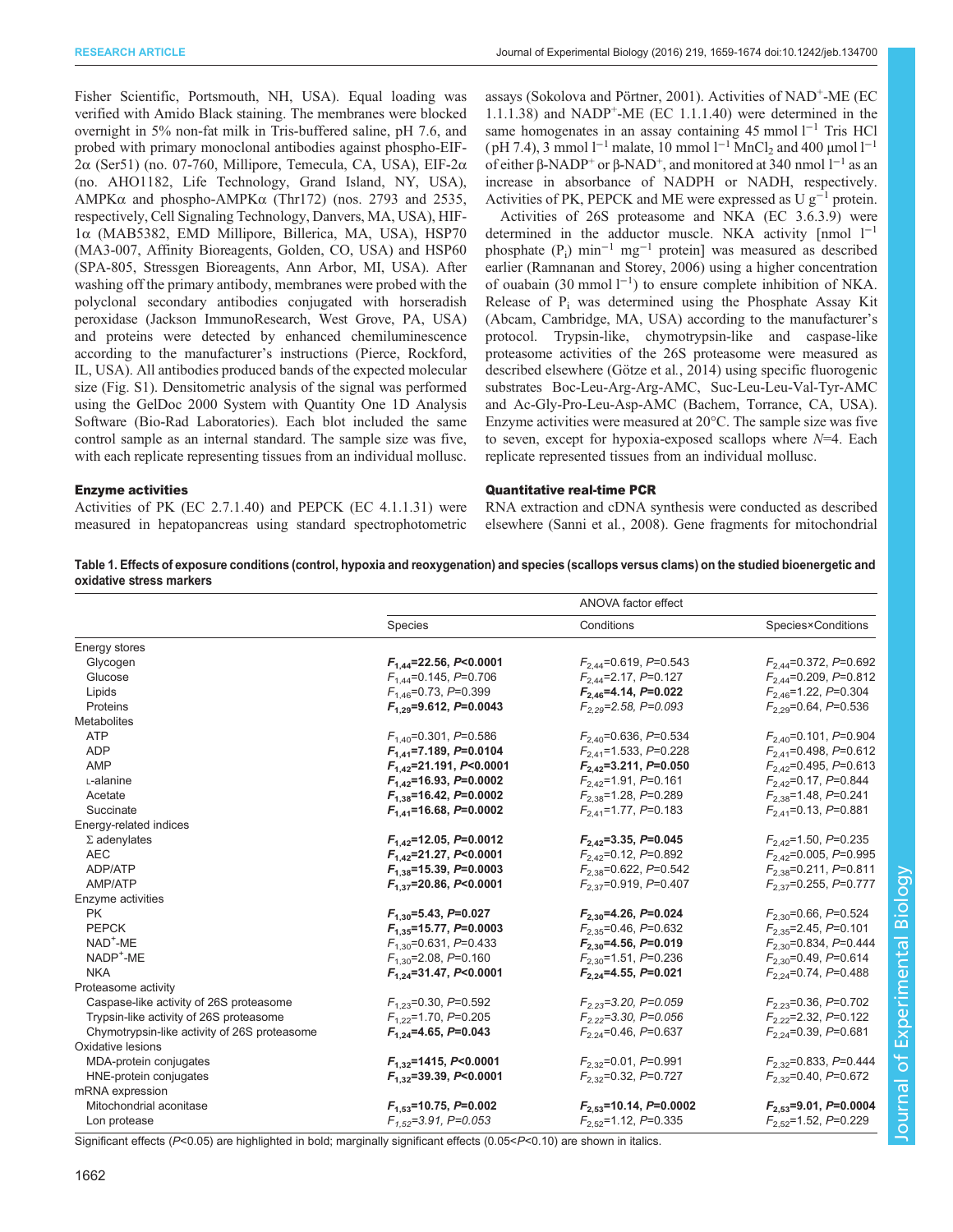Fisher Scientific, Portsmouth, NH, USA). Equal loading was verified with Amido Black staining. The membranes were blocked overnight in 5% non-fat milk in Tris-buffered saline, pH 7.6, and probed with primary monoclonal antibodies against phospho-EIF-2α (Ser51) (no. 07-760, Millipore, Temecula, CA, USA), EIF-2α (no. AHO1182, Life Technology, Grand Island, NY, USA), AMPKα and phospho-AMPKα (Thr172) (nos. 2793 and 2535, respectively, Cell Signaling Technology, Danvers, MA, USA), HIF-1α (MAB5382, EMD Millipore, Billerica, MA, USA), HSP70 (MA3-007, Affinity Bioreagents, Golden, CO, USA) and HSP60 (SPA-805, Stressgen Bioreagents, Ann Arbor, MI, USA). After washing off the primary antibody, membranes were probed with the polyclonal secondary antibodies conjugated with horseradish peroxidase (Jackson ImmunoResearch, West Grove, PA, USA) and proteins were detected by enhanced chemiluminescence according to the manufacturer's instructions (Pierce, Rockford, IL, USA). All antibodies produced bands of the expected molecular size (Fig. S1). Densitometric analysis of the signal was performed using the GelDoc 2000 System with Quantity One 1D Analysis Software (Bio-Rad Laboratories). Each blot included the same control sample as an internal standard. The sample size was five, with each replicate representing tissues from an individual mollusc.

### Enzyme activities

Activities of PK (EC 2.7.1.40) and PEPCK (EC 4.1.1.31) were measured in hepatopancreas using standard spectrophotometric assays (Sokolova and Pörtner, 2001). Activities of $NAD^+$-ME (EC 1.1.1.38) and $NADP^+$-ME (EC 1.1.1.40) were determined in the same homogenates in an assay containing 45 mmol $l^{-1}$ Tris HCl (pH 7.4), 3 mmol $l^{-1}$ malate, 10 mmol $l^{-1}$ $MnCl_2$ and 400 µmol $l^{-1}$ of either β-$NADP^+$ or β-$NAD^+$, and monitored at 340 nmol $l^{-1}$ as an increase in absorbance of NADPH or NADH, respectively. Activities of PK, PEPCK and ME were expressed as U $g^{-1}$ protein.

Activities of 26S proteasome and NKA (EC 3.6.3.9) were determined in the adductor muscle. NKA activity [nmol $l^{-1}$ phosphate ($P_i$) $min^{-1}$ $mg^{-1}$ protein] was measured as described earlier (Ramnanan and Storey, 2006) using a higher concentration of ouabain (30 mmol $l^{-1}$) to ensure complete inhibition of NKA. Release of $P_i$ was determined using the Phosphate Assay Kit (Abcam, Cambridge, MA, USA) according to the manufacturer's protocol. Trypsin-like, chymotrypsin-like and caspase-like proteasome activities of the 26S proteasome were measured as described elsewhere (Götze et al., 2014) using specific fluorogenic substrates Boc-Leu-Arg-Arg-AMC, Suc-Leu-Leu-Val-Tyr-AMC and Ac-Gly-Pro-Leu-Asp-AMC (Bachem, Torrance, CA, USA). Enzyme activities were measured at 20°C. The sample size was five to seven, except for hypoxia-exposed scallops where $N$=4. Each replicate represented tissues from an individual mollusc.

### Quantitative real-time PCR

RNA extraction and cDNA synthesis were conducted as described elsewhere (Sanni et al., 2008). Gene fragments for mitochondrial

**Table 1. Effects of exposure conditions (control, hypoxia and reoxygenation) and species (scallops versus clams) on the studied bioenergetic and oxidative stress markers**

| | ANOVA factor effect | | |
|---|---|---|---|
| | Species | Conditions | Species×Conditions |
| Energy stores | | | |
| Glycogen | **$F_{1,44}$=22.56, $P$<0.0001** | $F_{2,44}$=0.619, $P$=0.543 | $F_{2,44}$=0.372, $P$=0.692 |
| Glucose | $F_{1,44}$=0.145, $P$=0.706 | $F_{2,44}$=2.17, $P$=0.127 | $F_{2,44}$=0.209, $P$=0.812 |
| Lipids | $F_{1,46}$=0.73, $P$=0.399 | **$F_{2,46}$=4.14, $P$=0.022** | $F_{2,46}$=1.22, $P$=0.304 |
| Proteins | **$F_{1,29}$=9.612, $P$=0.0043** | *$F_{2,29}$=2.58, $P$=0.093* | $F_{2,29}$=0.64, $P$=0.536 |
| Metabolites | | | |
| ATP | $F_{1,40}$=0.301, $P$=0.586 | $F_{2,40}$=0.636, $P$=0.534 | $F_{2,40}$=0.101, $P$=0.904 |
| ADP | **$F_{1,41}$=7.189, $P$=0.0104** | $F_{2,41}$=1.533, $P$=0.228 | $F_{2,41}$=0.498, $P$=0.612 |
| AMP | **$F_{1,42}$=21.191, $P$<0.0001** | **$F_{2,42}$=3.211, $P$=0.050** | $F_{2,42}$=0.495, $P$=0.613 |
| L-alanine | **$F_{1,42}$=16.93, $P$=0.0002** | $F_{2,42}$=1.91, $P$=0.161 | $F_{2,42}$=0.17, $P$=0.844 |
| Acetate | **$F_{1,38}$=16.42, $P$=0.0002** | $F_{2,38}$=1.28, $P$=0.289 | $F_{2,38}$=1.48, $P$=0.241 |
| Succinate | **$F_{1,41}$=16.68, $P$=0.0002** | $F_{2,41}$=1.77, $P$=0.183 | $F_{2,41}$=0.13, $P$=0.881 |
| Energy-related indices | | | |
| Σ adenylates | **$F_{1,42}$=12.05, $P$=0.0012** | **$F_{2,42}$=3.35, $P$=0.045** | $F_{2,42}$=1.50, $P$=0.235 |
| AEC | **$F_{1,42}$=21.27, $P$<0.0001** | $F_{2,42}$=0.12, $P$=0.892 | $F_{2,42}$=0.005, $P$=0.995 |
| ADP/ATP | **$F_{1,38}$=15.39, $P$=0.0003** | $F_{2,38}$=0.622, $P$=0.542 | $F_{2,38}$=0.211, $P$=0.811 |
| AMP/ATP | **$F_{1,37}$=20.86, $P$<0.0001** | $F_{2,37}$=0.919, $P$=0.407 | $F_{2,37}$=0.255, $P$=0.777 |
| Enzyme activities | | | |
| PK | **$F_{1,30}$=5.43, $P$=0.027** | **$F_{2,30}$=4.26, $P$=0.024** | $F_{2,30}$=0.66, $P$=0.524 |
| PEPCK | **$F_{1,35}$=15.77, $P$=0.0003** | $F_{2,35}$=0.46, $P$=0.632 | $F_{2,35}$=2.45, $P$=0.101 |
| $NAD^+$-ME | $F_{1,30}$=0.631, $P$=0.433 | **$F_{2,30}$=4.56, $P$=0.019** | $F_{2,30}$=0.834, $P$=0.444 |
| $NADP^+$-ME | $F_{1,30}$=2.08, $P$=0.160 | $F_{2,30}$=1.51, $P$=0.236 | $F_{2,30}$=0.49, $P$=0.614 |
| NKA | **$F_{1,24}$=31.47, $P$<0.0001** | **$F_{2,24}$=4.55, $P$=0.021** | $F_{2,24}$=0.74, $P$=0.488 |
| Proteasome activity | | | |
| Caspase-like activity of 26S proteasome | $F_{1,23}$=0.30, $P$=0.592 | *$F_{2,23}$=3.20, $P$=0.059* | $F_{2,23}$=0.36, $P$=0.702 |
| Trypsin-like activity of 26S proteasome | $F_{1,22}$=1.70, $P$=0.205 | *$F_{2,22}$=3.30, $P$=0.056* | $F_{2,22}$=2.32, $P$=0.122 |
| Chymotrypsin-like activity of 26S proteasome | **$F_{1,24}$=4.65, $P$=0.043** | $F_{2,24}$=0.46, $P$=0.637 | $F_{2,24}$=0.39, $P$=0.681 |
| Oxidative lesions | | | |
| MDA-protein conjugates | **$F_{1,32}$=1415, $P$<0.0001** | $F_{2,32}$=0.01, $P$=0.991 | $F_{2,32}$=0.833, $P$=0.444 |
| HNE-protein conjugates | **$F_{1,32}$=39.39, $P$<0.0001** | $F_{2,32}$=0.32, $P$=0.727 | $F_{2,32}$=0.40, $P$=0.672 |
| mRNA expression | | | |
| Mitochondrial aconitase | **$F_{1,53}$=10.75, $P$=0.002** | **$F_{2,53}$=10.14, $P$=0.0002** | **$F_{2,53}$=9.01, $P$=0.0004** |
| Lon protease | *$F_{1,52}$=3.91, $P$=0.053* | $F_{2,52}$=1.12, $P$=0.335 | $F_{2,52}$=1.52, $P$=0.229 |

Significant effects ($P$<0.05) are highlighted in bold; marginally significant effects (0.05<$P$<0.10) are shown in italics.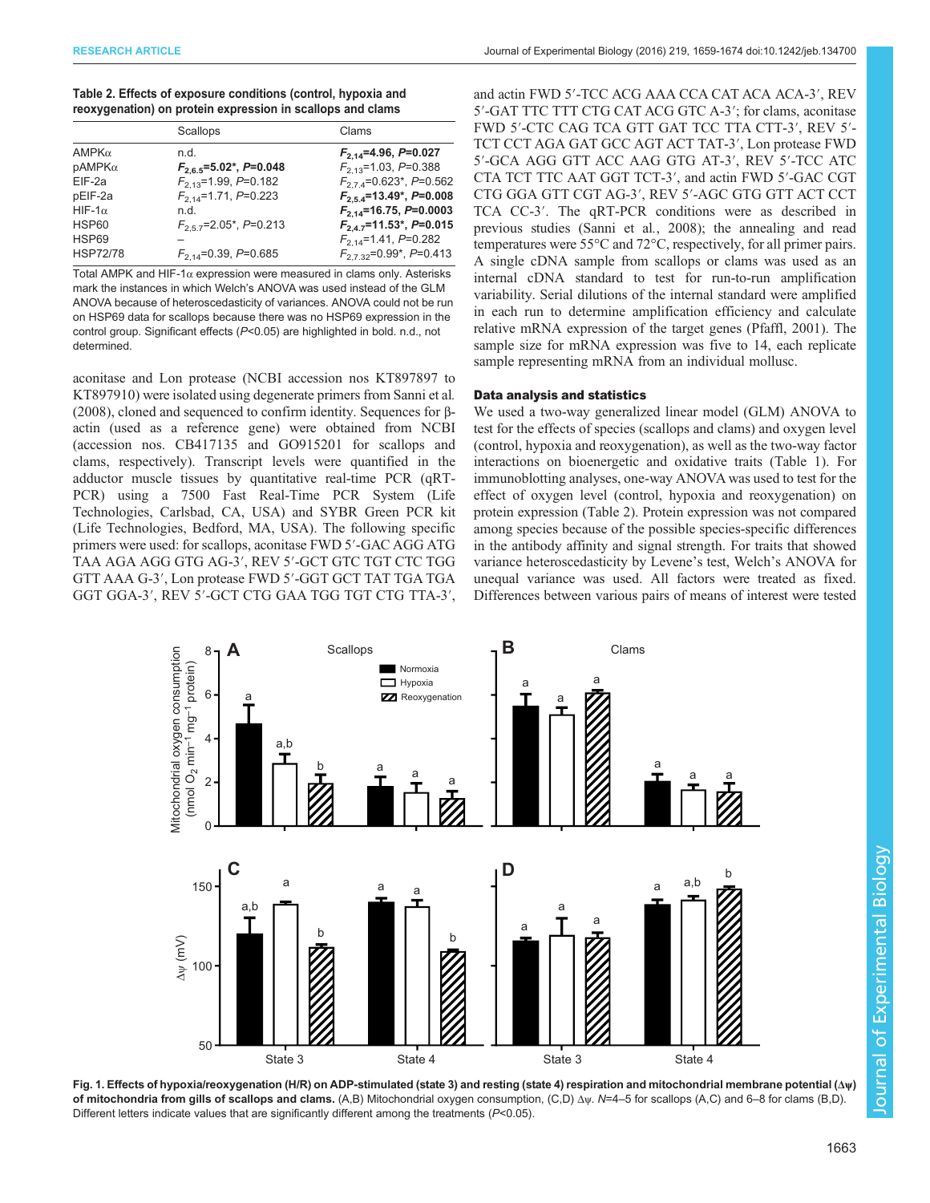**Table 2. Effects of exposure conditions (control, hypoxia and reoxygenation) on protein expression in scallops and clams**

| | Scallops | Clams |
|---|---|---|
| AMPKα | n.d. | **$F_{2,14}$=4.96, $P$=0.027** |
| pAMPKα | **$F_{2,6.5}$=5.02\*, $P$=0.048** | $F_{2,13}$=1.03, $P$=0.388 |
| EIF-2a | $F_{2,13}$=1.99, $P$=0.182 | $F_{2,7.4}$=0.623\*, $P$=0.562 |
| pEIF-2a | $F_{2,14}$=1.71, $P$=0.223 | **$F_{2,5.4}$=13.49\*, $P$=0.008** |
| HIF-1α | n.d. | **$F_{2,14}$=16.75, $P$=0.0003** |
| HSP60 | $F_{2,5.7}$=2.05\*, $P$=0.213 | **$F_{2,4.7}$=11.53\*, $P$=0.015** |
| HSP69 | – | $F_{2,14}$=1.41, $P$=0.282 |
| HSP72/78 | $F_{2,14}$=0.39, $P$=0.685 | $F_{2,7.32}$=0.99\*, $P$=0.413 |

Total AMPK and HIF-1α expression were measured in clams only. Asterisks mark the instances in which Welch's ANOVA was used instead of the GLM ANOVA because of heteroscedasticity of variances. ANOVA could not be run on HSP69 data for scallops because there was no HSP69 expression in the control group. Significant effects ($P$<0.05) are highlighted in bold. n.d., not determined.

aconitase and Lon protease (NCBI accession nos KT897897 to KT897910) were isolated using degenerate primers from Sanni et al. (2008), cloned and sequenced to confirm identity. Sequences for β-actin (used as a reference gene) were obtained from NCBI (accession nos. CB417135 and GO915201 for scallops and clams, respectively). Transcript levels were quantified in the adductor muscle tissues by quantitative real-time PCR (qRT-PCR) using a 7500 Fast Real-Time PCR System (Life Technologies, Carlsbad, CA, USA) and SYBR Green PCR kit (Life Technologies, Bedford, MA, USA). The following specific primers were used: for scallops, aconitase FWD 5′-GAC AGG ATG TAA AGA AGG GTG AG-3′, REV 5′-GCT GTC TGT CTC TGG GTT AAA G-3′, Lon protease FWD 5′-GGT GCT TAT TGA TGA GGT GGA-3′, REV 5′-GCT CTG GAA TGG TGT CTG TTA-3′, and actin FWD 5′-TCC ACG AAA CCA CAT ACA ACA-3′, REV 5′-GAT TTC TTT CTG CAT ACG GTC A-3′; for clams, aconitase FWD 5′-CTC CAG TCA GTT GAT TCC TTA CTT-3′, REV 5′-TCT CCT AGA GAT GCC AGT ACT TAT-3′, Lon protease FWD 5′-GCA AGG GTT ACC AAG GTG AT-3′, REV 5′-TCC ATC CTA TCT TTC AAT GGT TCT-3′, and actin FWD 5′-GAC CGT CTG GGA GTT CGT AG-3′, REV 5′-AGC GTG GTT ACT CCT TCA CC-3′. The qRT-PCR conditions were as described in previous studies (Sanni et al., 2008); the annealing and read temperatures were 55°C and 72°C, respectively, for all primer pairs. A single cDNA sample from scallops or clams was used as an internal cDNA standard to test for run-to-run amplification variability. Serial dilutions of the internal standard were amplified in each run to determine amplification efficiency and calculate relative mRNA expression of the target genes (Pfaffl, 2001). The sample size for mRNA expression was five to 14, each replicate sample representing mRNA from an individual mollusc.

## Data analysis and statistics

We used a two-way generalized linear model (GLM) ANOVA to test for the effects of species (scallops and clams) and oxygen level (control, hypoxia and reoxygenation), as well as the two-way factor interactions on bioenergetic and oxidative traits (Table 1). For immunoblotting analyses, one-way ANOVA was used to test for the effect of oxygen level (control, hypoxia and reoxygenation) on protein expression (Table 2). Protein expression was not compared among species because of the possible species-specific differences in the antibody affinity and signal strength. For traits that showed variance heteroscedasticity by Levene's test, Welch's ANOVA for unequal variance was used. All factors were treated as fixed. Differences between various pairs of means of interest were tested

**Fig. 1. Effects of hypoxia/reoxygenation (H/R) on ADP-stimulated (state 3) and resting (state 4) respiration and mitochondrial membrane potential (Δψ) of mitochondria from gills of scallops and clams.** (A,B) Mitochondrial oxygen consumption, (C,D) Δψ. $N$=4–5 for scallops (A,C) and 6–8 for clams (B,D). Different letters indicate values that are significantly different among the treatments ($P$<0.05).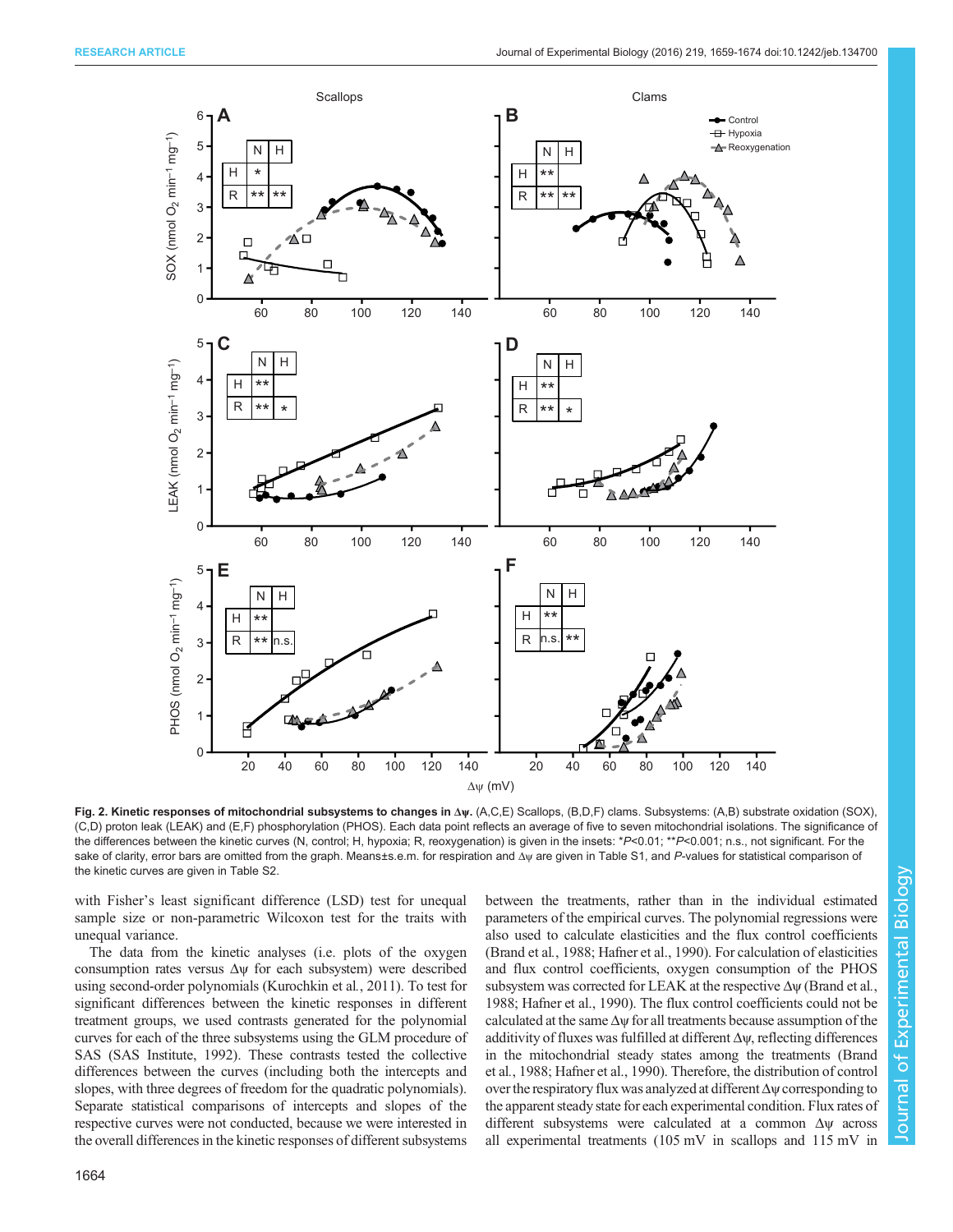**Fig. 2. Kinetic responses of mitochondrial subsystems to changes in Δψ.** (A,C,E) Scallops, (B,D,F) clams. Subsystems: (A,B) substrate oxidation (SOX), (C,D) proton leak (LEAK) and (E,F) phosphorylation (PHOS). Each data point reflects an average of five to seven mitochondrial isolations. The significance of the differences between the kinetic curves (N, control; H, hypoxia; R, reoxygenation) is given in the insets: *$P$<0.01; **$P$<0.001; n.s., not significant. For the sake of clarity, error bars are omitted from the graph. Means±s.e.m. for respiration and Δψ are given in Table S1, and $P$-values for statistical comparison of the kinetic curves are given in Table S2.

with Fisher's least significant difference (LSD) test for unequal sample size or non-parametric Wilcoxon test for the traits with unequal variance.

The data from the kinetic analyses (i.e. plots of the oxygen consumption rates versus Δψ for each subsystem) were described using second-order polynomials (Kurochkin et al., 2011). To test for significant differences between the kinetic responses in different treatment groups, we used contrasts generated for the polynomial curves for each of the three subsystems using the GLM procedure of SAS (SAS Institute, 1992). These contrasts tested the collective differences between the curves (including both the intercepts and slopes, with three degrees of freedom for the quadratic polynomials). Separate statistical comparisons of intercepts and slopes of the respective curves were not conducted, because we were interested in the overall differences in the kinetic responses of different subsystems between the treatments, rather than in the individual estimated parameters of the empirical curves. The polynomial regressions were also used to calculate elasticities and the flux control coefficients (Brand et al., 1988; Hafner et al., 1990). For calculation of elasticities of the PHOS subsystem was corrected for LEAK at the respective Δψ (Brand et al., 1988; Hafner et al., 1990). The flux control coefficients could not be calculated at the same Δψ for all treatments because assumption of the additivity of fluxes was fulfilled at different Δψ, reflecting differences in the mitochondrial steady states among the treatments (Brand et al., 1988; Hafner et al., 1990). Therefore, the distribution of control over the respiratory flux was analyzed at different Δψ corresponding to the apparent steady state for each experimental condition. Flux rates of different subsystems were calculated at a common Δψ across all experimental treatments (105 mV in scallops and 115 mV in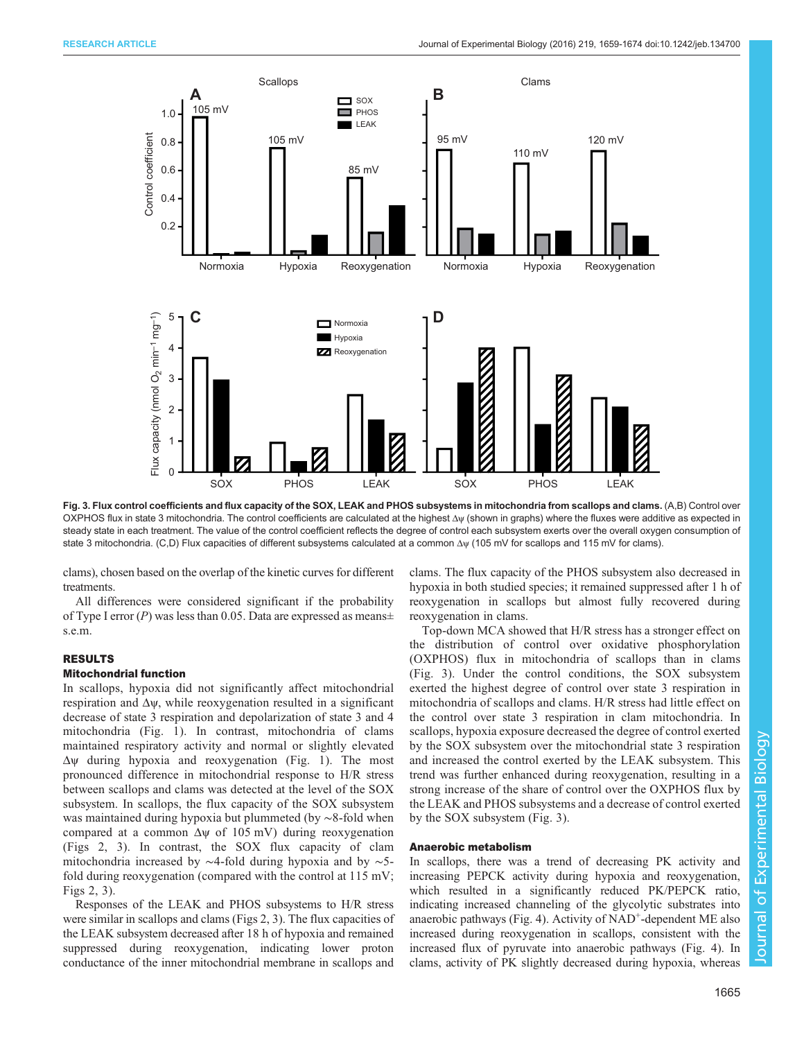**Fig. 3. Flux control coefficients and flux capacity of the SOX, LEAK and PHOS subsystems in mitochondria from scallops and clams.** (A,B) Control over OXPHOS flux in state 3 mitochondria. The control coefficients are calculated at the highest Δψ (shown in graphs) where the fluxes were additive as expected in steady state in each treatment. The value of the control coefficient reflects the degree of control each subsystem exerts over the overall oxygen consumption of state 3 mitochondria. (C,D) Flux capacities of different subsystems calculated at a common Δψ (105 mV for scallops and 115 mV for clams).

clams), chosen based on the overlap of the kinetic curves for different treatments.

All differences were considered significant if the probability of Type I error (*P*) was less than 0.05. Data are expressed as means± s.e.m.

## RESULTS

### Mitochondrial function

In scallops, hypoxia did not significantly affect mitochondrial respiration and Δψ, while reoxygenation resulted in a significant decrease of state 3 respiration and depolarization of state 3 and 4 mitochondria (Fig. 1). In contrast, mitochondria of clams maintained respiratory activity and normal or slightly elevated Δψ during hypoxia and reoxygenation (Fig. 1). The most pronounced difference in mitochondrial response to H/R stress between scallops and clams was detected at the level of the SOX subsystem. In scallops, the flux capacity of the SOX subsystem was maintained during hypoxia but plummeted (by ∼8-fold when compared at a common Δψ of 105 mV) during reoxygenation (Figs 2, 3). In contrast, the SOX flux capacity of clam mitochondria increased by ∼4-fold during hypoxia and by ∼5-fold during reoxygenation (compared with the control at 115 mV; Figs 2, 3).

Responses of the LEAK and PHOS subsystems to H/R stress were similar in scallops and clams (Figs 2, 3). The flux capacities of the LEAK subsystem decreased after 18 h of hypoxia and remained suppressed during reoxygenation, indicating lower proton conductance of the inner mitochondrial membrane in scallops and clams. The flux capacity of the PHOS subsystem also decreased in hypoxia in both studied species; it remained suppressed after 1 h of reoxygenation in scallops but almost fully recovered during reoxygenation in clams.

Top-down MCA showed that H/R stress has a stronger effect on the distribution of control over oxidative phosphorylation (OXPHOS) flux in mitochondria of scallops than in clams (Fig. 3). Under the control conditions, the SOX subsystem exerted the highest degree of control over state 3 respiration in mitochondria of scallops and clams. H/R stress had little effect on the control over state 3 respiration in clam mitochondria. In scallops, hypoxia exposure decreased the degree of control exerted by the SOX subsystem over the mitochondrial state 3 respiration and increased the control exerted by the LEAK subsystem. This trend was further enhanced during reoxygenation, resulting in a strong increase of the share of control over the OXPHOS flux by the LEAK and PHOS subsystems and a decrease of control exerted by the SOX subsystem (Fig. 3).

### Anaerobic metabolism

In scallops, there was a trend of decreasing PK activity and increasing PEPCK activity during hypoxia and reoxygenation, which resulted in a significantly reduced PK/PEPCK ratio, indicating increased channeling of the glycolytic substrates into anaerobic pathways (Fig. 4). Activity of $NAD^+$-dependent ME also increased during reoxygenation in scallops, consistent with the increased flux of pyruvate into anaerobic pathways (Fig. 4). In clams, activity of PK slightly decreased during hypoxia, whereas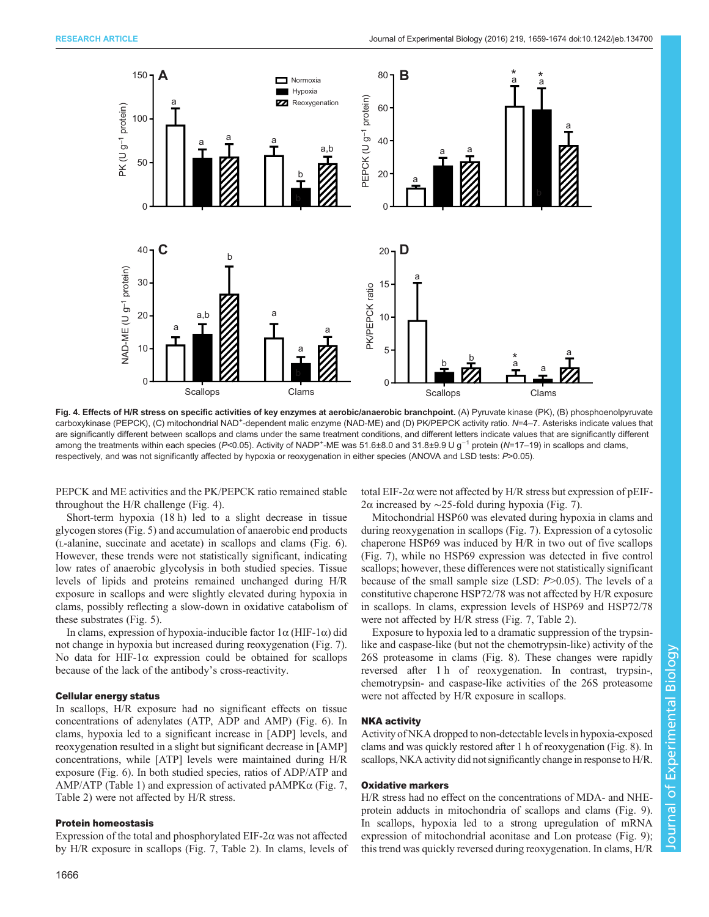**Fig. 4. Effects of H/R stress on specific activities of key enzymes at aerobic/anaerobic branchpoint.** (A) Pyruvate kinase (PK), (B) phosphoenolpyruvate carboxykinase (PEPCK), (C) mitochondrial $NAD^+$-dependent malic enzyme (NAD-ME) and (D) PK/PEPCK activity ratio. *N*=4–7. Asterisks indicate values that are significantly different between scallops and clams under the same treatment conditions, and different letters indicate values that are significantly different among the treatments within each species ($P<0.05$). Activity of $NADP^+$-ME was 51.6±8.0 and 31.8±9.9 U $g^{-1}$ protein (*N*=17–19) in scallops and clams, respectively, and was not significantly affected by hypoxia or reoxygenation in either species (ANOVA and LSD tests: $P>0.05$).

PEPCK and ME activities and the PK/PEPCK ratio remained stable throughout the H/R challenge (Fig. 4).

Short-term hypoxia (18 h) led to a slight decrease in tissue glycogen stores (Fig. 5) and accumulation of anaerobic end products (L-alanine, succinate and acetate) in scallops and clams (Fig. 6). However, these trends were not statistically significant, indicating low rates of anaerobic glycolysis in both studied species. Tissue levels of lipids and proteins remained unchanged during H/R exposure in scallops and were slightly elevated during hypoxia in clams, possibly reflecting a slow-down in oxidative catabolism of these substrates (Fig. 5).

In clams, expression of hypoxia-inducible factor 1α (HIF-1α) did not change in hypoxia but increased during reoxygenation (Fig. 7). No data for HIF-1α expression could be obtained for scallops because of the lack of the antibody's cross-reactivity.

### Cellular energy status

In scallops, H/R exposure had no significant effects on tissue concentrations of adenylates (ATP, ADP and AMP) (Fig. 6). In clams, hypoxia led to a significant increase in [ADP] levels, and reoxygenation resulted in a slight but significant decrease in [AMP] concentrations, while [ATP] levels were maintained during H/R exposure (Fig. 6). In both studied species, ratios of ADP/ATP and AMP/ATP (Table 1) and expression of activated pAMPKα (Fig. 7, Table 2) were not affected by H/R stress.

### Protein homeostasis

Expression of the total and phosphorylated EIF-2α was not affected by H/R exposure in scallops (Fig. 7, Table 2). In clams, levels of total EIF-2α were not affected by H/R stress but expression of pEIF-2α increased by ∼25-fold during hypoxia (Fig. 7).

Mitochondrial HSP60 was elevated during hypoxia in clams and during reoxygenation in scallops (Fig. 7). Expression of a cytosolic chaperone HSP69 was induced by H/R in two out of five scallops (Fig. 7), while no HSP69 expression was detected in five control scallops; however, these differences were not statistically significant because of the small sample size (LSD: $P>0.05$). The levels of a constitutive chaperone HSP72/78 was not affected by H/R exposure in scallops. In clams, expression levels of HSP69 and HSP72/78 were not affected by H/R stress (Fig. 7, Table 2).

Exposure to hypoxia led to a dramatic suppression of the trypsin-like and caspase-like (but not the chemotrypsin-like) activity of the 26S proteasome in clams (Fig. 8). These changes were rapidly reversed after 1 h of reoxygenation. In contrast, trypsin-, chemotrypsin- and caspase-like activities of the 26S proteasome were not affected by H/R exposure in scallops.

### NKA activity

Activity of NKA dropped to non-detectable levels in hypoxia-exposed clams and was quickly restored after 1 h of reoxygenation (Fig. 8). In scallops, NKA activity did not significantly change in response to H/R.

### Oxidative markers

H/R stress had no effect on the concentrations of MDA- and NHE-protein adducts in mitochondria of scallops and clams (Fig. 9). In scallops, hypoxia led to a strong upregulation of mRNA expression of mitochondrial aconitase and Lon protease (Fig. 9); this trend was quickly reversed during reoxygenation. In clams, H/R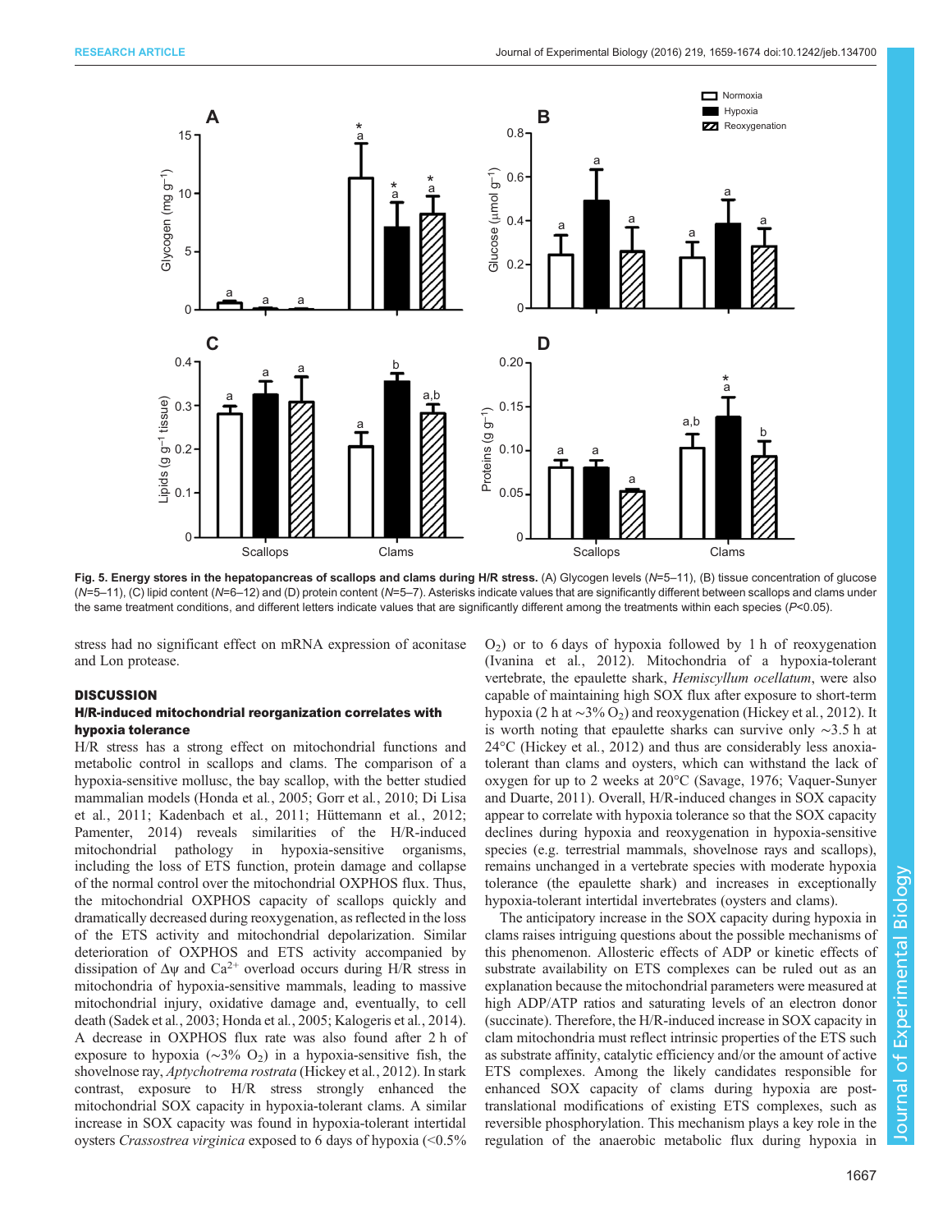**Fig. 5. Energy stores in the hepatopancreas of scallops and clams during H/R stress.** (A) Glycogen levels (*N*=5–11), (B) tissue concentration of glucose (*N*=5–11), (C) lipid content (*N*=6–12) and (D) protein content (*N*=5–7). Asterisks indicate values that are significantly different between scallops and clams under the same treatment conditions, and different letters indicate values that are significantly different among the treatments within each species ($P$<0.05).

stress had no significant effect on mRNA expression of aconitase and Lon protease.

## DISCUSSION

### H/R-induced mitochondrial reorganization correlates with hypoxia tolerance

H/R stress has a strong effect on mitochondrial functions and metabolic control in scallops and clams. The comparison of a hypoxia-sensitive mollusc, the bay scallop, with the better studied mammalian models (Honda et al., 2005; Gorr et al., 2010; Di Lisa et al., 2011; Kadenbach et al., 2011; Hüttemann et al., 2012; Pamenter, 2014) reveals similarities of the H/R-induced mitochondrial pathology in hypoxia-sensitive organisms, including the loss of ETS function, protein damage and collapse of the normal control over the mitochondrial OXPHOS flux. Thus, the mitochondrial OXPHOS capacity of scallops quickly and dramatically decreased during reoxygenation, as reflected in the loss of the ETS activity and mitochondrial depolarization. Similar deterioration of OXPHOS and ETS activity accompanied by dissipation of $\Delta\psi$ and $Ca^{2+}$ overload occurs during H/R stress in mitochondria of hypoxia-sensitive mammals, leading to massive mitochondrial injury, oxidative damage and, eventually, to cell death (Sadek et al., 2003; Honda et al., 2005; Kalogeris et al., 2014). A decrease in OXPHOS flux rate was also found after 2 h of exposure to hypoxia (∼3% $O_2$) in a hypoxia-sensitive fish, the shovelnose ray, *Aptychotrema rostrata* (Hickey et al., 2012). In stark contrast, exposure to H/R stress strongly enhanced the mitochondrial SOX capacity in hypoxia-tolerant clams. A similar increase in SOX capacity was found in hypoxia-tolerant intertidal oysters *Crassostrea virginica* exposed to 6 days of hypoxia (<0.5% $O_2$) or to 6 days of hypoxia followed by 1 h of reoxygenation (Ivanina et al., 2012). Mitochondria of a hypoxia-tolerant vertebrate, the epaulette shark, *Hemiscyllium ocellatum*, were also capable of maintaining high SOX flux after exposure to short-term hypoxia (2 h at ∼3% $O_2$) and reoxygenation (Hickey et al., 2012). It is worth noting that epaulette sharks can survive only ∼3.5 h at 24°C (Hickey et al., 2012) and thus are considerably less anoxia-tolerant than clams and oysters, which can withstand the lack of oxygen for up to 2 weeks at 20°C (Savage, 1976; Vaquer-Sunyer and Duarte, 2011). Overall, H/R-induced changes in SOX capacity appear to correlate with hypoxia tolerance so that the SOX capacity declines during hypoxia and reoxygenation in hypoxia-sensitive species (e.g. terrestrial mammals, shovelnose rays and scallops), remains unchanged in a vertebrate species with moderate hypoxia tolerance (the epaulette shark) and increases in exceptionally hypoxia-tolerant intertidal invertebrates (oysters and clams).

The anticipatory increase in the SOX capacity during hypoxia in clams raises intriguing questions about the possible mechanisms of this phenomenon. Allosteric effects of ADP or kinetic effects of substrate availability on ETS complexes can be ruled out as an explanation because the mitochondrial parameters were measured at high ADP/ATP ratios and saturating levels of an electron donor (succinate). Therefore, the H/R-induced increase in SOX capacity in clam mitochondria must reflect intrinsic properties of the ETS such as substrate affinity, catalytic efficiency and/or the amount of active ETS complexes. Among the likely candidates responsible for enhanced SOX capacity of clams during hypoxia are post-translational modifications of existing ETS complexes, such as reversible phosphorylation. This mechanism plays a key role in the regulation of the anaerobic metabolic flux during hypoxia in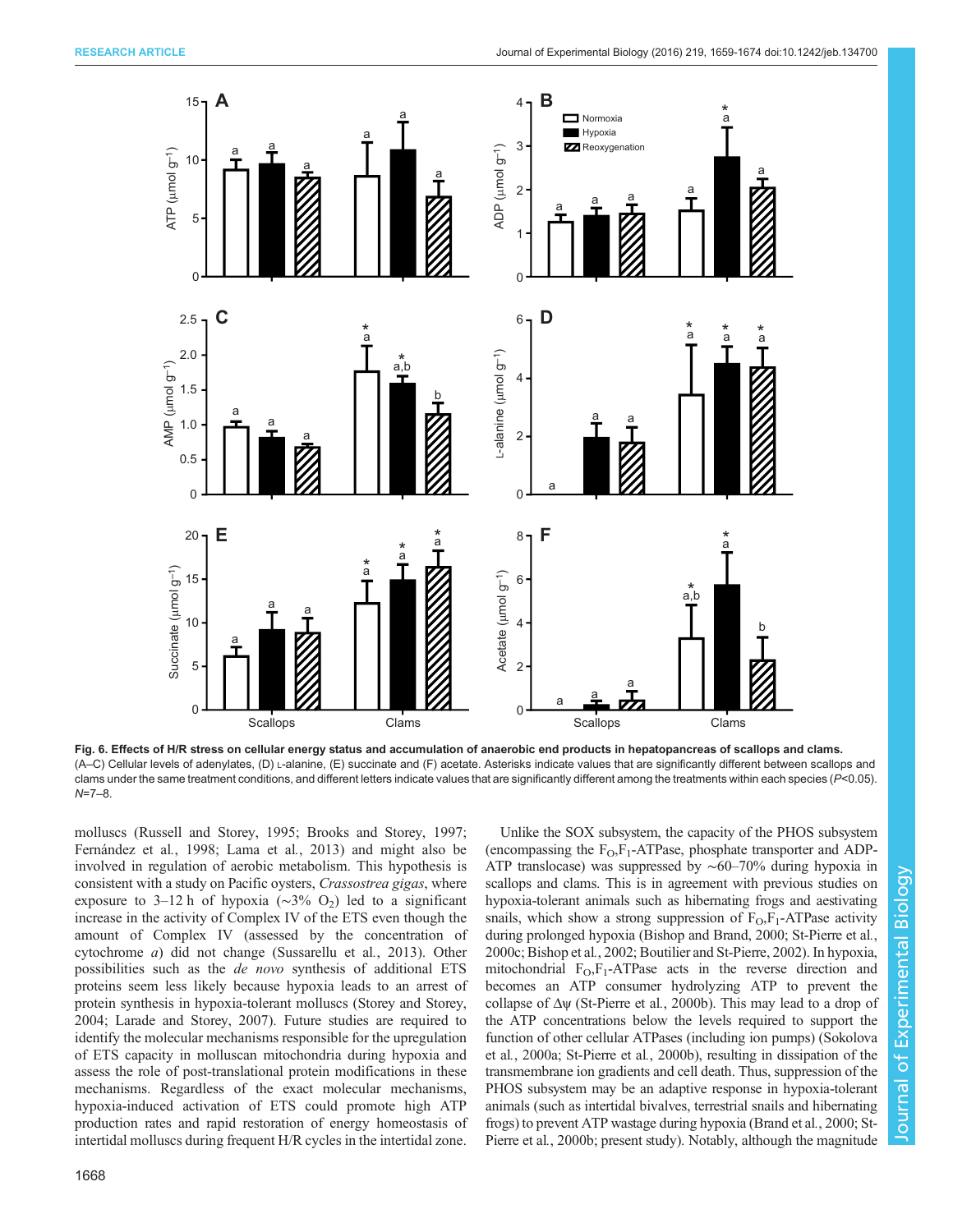**Fig. 6. Effects of H/R stress on cellular energy status and accumulation of anaerobic end products in hepatopancreas of scallops and clams.** (A–C) Cellular levels of adenylates, (D) L-alanine, (E) succinate and (F) acetate. Asterisks indicate values that are significantly different between scallops and clams under the same treatment conditions, and different letters indicate values that are significantly different among the treatments within each species ($P<0.05$). $N$=7–8.

molluscs (Russell and Storey, 1995; Brooks and Storey, 1997; Fernández et al., 1998; Lama et al., 2013) and might also be involved in regulation of aerobic metabolism. This hypothesis is consistent with a study on Pacific oysters, *Crassostrea gigas*, where exposure to 3–12 h of hypoxia (~3% $O_2$) led to a significant increase in the activity of Complex IV of the ETS even though the amount of Complex IV (assessed by the concentration of cytochrome *a*) did not change (Sussarellu et al., 2013). Other possibilities such as the *de novo* synthesis of additional ETS proteins seem less likely because hypoxia leads to an arrest of protein synthesis in hypoxia-tolerant molluscs (Storey and Storey, 2004; Larade and Storey, 2007). Future studies are required to identify the molecular mechanisms responsible for the upregulation of ETS capacity in molluscan mitochondria during hypoxia and assess the role of post-translational protein modifications in these mechanisms. Regardless of the exact molecular mechanisms, hypoxia-induced activation of ETS could promote high ATP production rates and rapid restoration of energy homeostasis of intertidal molluscs during frequent H/R cycles in the intertidal zone.

Unlike the SOX subsystem, the capacity of the PHOS subsystem (encompassing the $F_O,F_1$-ATPase, phosphate transporter and ADP-ATP translocase) was suppressed by ~60–70% during hypoxia in scallops and clams. This is in agreement with previous studies on hypoxia-tolerant animals such as hibernating frogs and aestivating snails, which show a strong suppression of $F_O,F_1$-ATPase activity during prolonged hypoxia (Bishop and Brand, 2000; St-Pierre et al., 2000c; Bishop et al., 2002; Boutilier and St-Pierre, 2002). In hypoxia, mitochondrial $F_O,F_1$-ATPase acts in the reverse direction and becomes an ATP consumer hydrolyzing ATP to prevent the collapse of $\Delta\psi$ (St-Pierre et al., 2000b). This may lead to a drop of the ATP concentrations below the levels required to support the function of other cellular ATPases (including ion pumps) (Sokolova et al., 2000a; St-Pierre et al., 2000b), resulting in dissipation of the transmembrane ion gradients and cell death. Thus, suppression of the PHOS subsystem may be an adaptive response in hypoxia-tolerant animals (such as intertidal bivalves, terrestrial snails and hibernating frogs) to prevent ATP wastage during hypoxia (Brand et al., 2000; St-Pierre et al., 2000b; present study). Notably, although the magnitude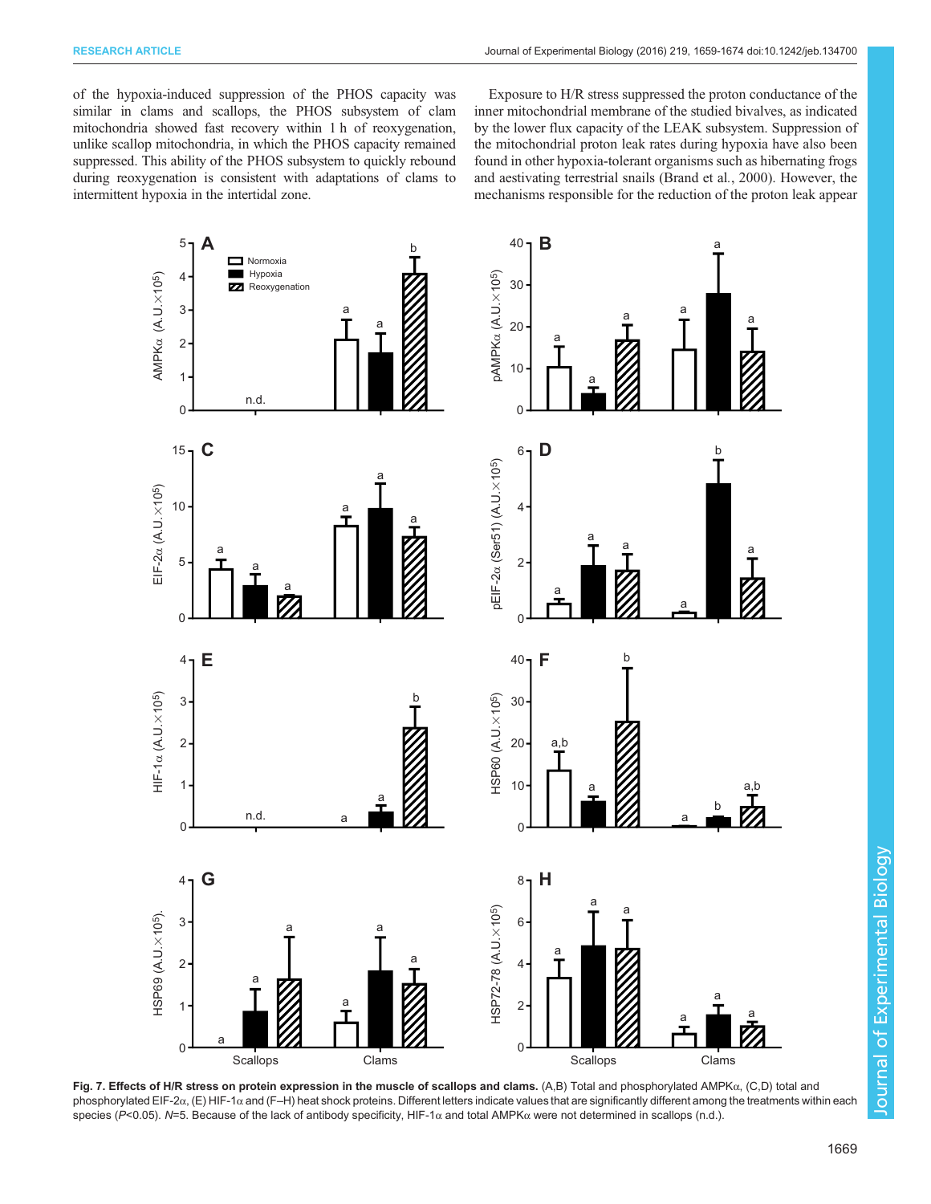of the hypoxia-induced suppression of the PHOS capacity was similar in clams and scallops, the PHOS subsystem of clam mitochondria showed fast recovery within 1 h of reoxygenation, unlike scallop mitochondria, in which the PHOS capacity remained suppressed. This ability of the PHOS subsystem to quickly rebound during reoxygenation is consistent with adaptations of clams to intermittent hypoxia in the intertidal zone.

Exposure to H/R stress suppressed the proton conductance of the inner mitochondrial membrane of the studied bivalves, as indicated by the lower flux capacity of the LEAK subsystem. Suppression of the mitochondrial proton leak rates during hypoxia have also been found in other hypoxia-tolerant organisms such as hibernating frogs and aestivating terrestrial snails (Brand et al., 2000). However, the mechanisms responsible for the reduction of the proton leak appear

**Fig. 7. Effects of H/R stress on protein expression in the muscle of scallops and clams.** (A,B) Total and phosphorylated AMPKα, (C,D) total and phosphorylated EIF-2α, (E) HIF-1α and (F–H) heat shock proteins. Different letters indicate values that are significantly different among the treatments within each species ($P$<0.05). $N$=5. Because of the lack of antibody specificity, HIF-1α and total AMPKα were not determined in scallops (n.d.).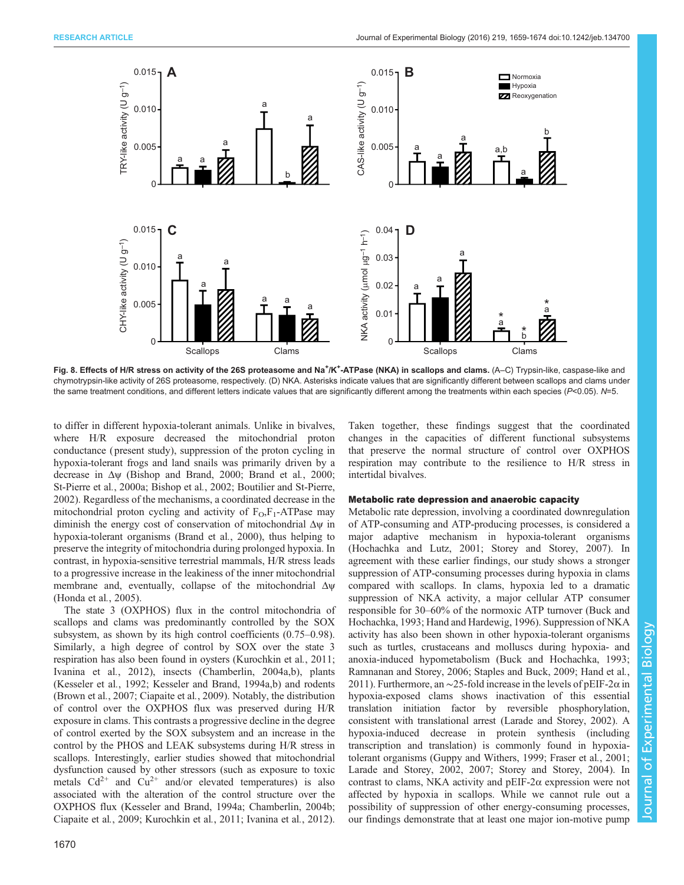**Fig. 8. Effects of H/R stress on activity of the 26S proteasome and $Na^+/K^+$-ATPase (NKA) in scallops and clams.** (A–C) Trypsin-like, caspase-like and chymotrypsin-like activity of 26S proteasome, respectively. (D) NKA. Asterisks indicate values that are significantly different between scallops and clams under the same treatment conditions, and different letters indicate values that are significantly different among the treatments within each species ($P$<0.05). $N$=5.

to differ in different hypoxia-tolerant animals. Unlike in bivalves, where H/R exposure decreased the mitochondrial proton conductance (present study), suppression of the proton cycling in hypoxia-tolerant frogs and land snails was primarily driven by a decrease in $\Delta\psi$ (Bishop and Brand, 2000; Brand et al., 2000; St-Pierre et al., 2000a; Bishop et al., 2002; Boutilier and St-Pierre, 2002). Regardless of the mechanisms, a coordinated decrease in the mitochondrial proton cycling and activity of $F_O,F_1$-ATPase may diminish the energy cost of conservation of mitochondrial $\Delta\psi$ in hypoxia-tolerant organisms (Brand et al., 2000), thus helping to preserve the integrity of mitochondria during prolonged hypoxia. In contrast, in hypoxia-sensitive terrestrial mammals, H/R stress leads to a progressive increase in the leakiness of the inner mitochondrial membrane and, eventually, collapse of the mitochondrial $\Delta\psi$ (Honda et al., 2005).

The state 3 (OXPHOS) flux in the control mitochondria of scallops and clams was predominantly controlled by the SOX subsystem, as shown by its high control coefficients (0.75–0.98). Similarly, a high degree of control by SOX over the state 3 respiration has also been found in oysters (Kurochkin et al., 2011; Ivanina et al., 2012), insects (Chamberlin, 2004a,b), plants (Kesseler et al., 1992; Kesseler and Brand, 1994a,b) and rodents (Brown et al., 2007; Ciapaite et al., 2009). Notably, the distribution of control over the OXPHOS flux was preserved during H/R exposure in clams. This contrasts a progressive decline in the degree of control exerted by the SOX subsystem and an increase in the control by the PHOS and LEAK subsystems during H/R stress in scallops. Interestingly, earlier studies showed that mitochondrial dysfunction caused by other stressors (such as exposure to toxic metals $Cd^{2+}$ and $Cu^{2+}$ and/or elevated temperatures) is also associated with the alteration of the control structure over the OXPHOS flux (Kesseler and Brand, 1994a; Chamberlin, 2004b; Ciapaite et al., 2009; Kurochkin et al., 2011; Ivanina et al., 2012). Taken together, these findings suggest that the coordinated changes in the capacities of different functional subsystems that preserve the normal structure of control over OXPHOS respiration may contribute to the resilience to H/R stress in intertidal bivalves.

### Metabolic rate depression and anaerobic capacity

Metabolic rate depression, involving a coordinated downregulation of ATP-consuming and ATP-producing processes, is considered a major adaptive mechanism in hypoxia-tolerant organisms (Hochachka and Lutz, 2001; Storey and Storey, 2007). In agreement with these earlier findings, our study shows a stronger suppression of ATP-consuming processes during hypoxia in clams compared with scallops. In clams, hypoxia led to a dramatic suppression of NKA activity, a major cellular ATP consumer responsible for 30–60% of the normoxic ATP turnover (Buck and Hochachka, 1993; Hand and Hardewig, 1996). Suppression of NKA activity has also been shown in other hypoxia-tolerant organisms such as turtles, crustaceans and molluscs during hypoxia- and anoxia-induced hypometabolism (Buck and Hochachka, 1993; Ramnanan and Storey, 2006; Staples and Buck, 2009; Hand et al., 2011). Furthermore, an ~25-fold increase in the levels of pEIF-2$\alpha$ in hypoxia-exposed clams shows inactivation of this essential translation initiation factor by reversible phosphorylation, consistent with translational arrest (Larade and Storey, 2002). A hypoxia-induced decrease in protein synthesis (including transcription and translation) is commonly found in hypoxia-tolerant organisms (Guppy and Withers, 1999; Fraser et al., 2001; Larade and Storey, 2002, 2007; Storey and Storey, 2004). In contrast to clams, NKA activity and pEIF-2$\alpha$ expression were not affected by hypoxia in scallops. While we cannot rule out a possibility of suppression of other energy-consuming processes, our findings demonstrate that at least one major ion-motive pump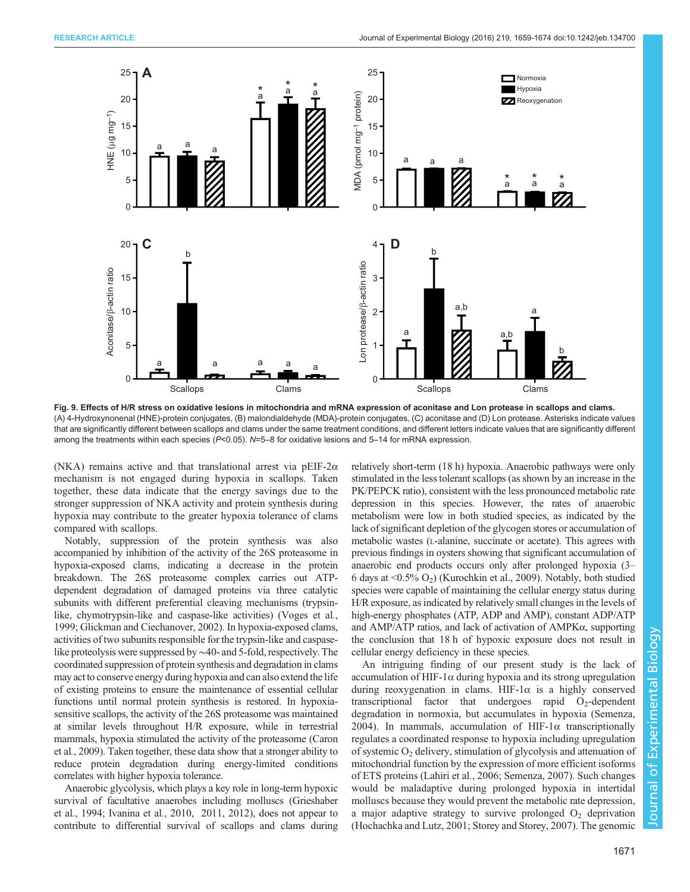**Fig. 9. Effects of H/R stress on oxidative lesions in mitochondria and mRNA expression of aconitase and Lon protease in scallops and clams.** (A) 4-Hydroxynonenal (HNE)-protein conjugates, (B) malondialdehyde (MDA)-protein conjugates, (C) aconitase and (D) Lon protease. Asterisks indicate values that are significantly different between scallops and clams under the same treatment conditions, and different letters indicate values that are significantly different among the treatments within each species ($P$<0.05). $N$=5–8 for oxidative lesions and 5–14 for mRNA expression.

(NKA) remains active and that translational arrest via pEIF-2α mechanism is not engaged during hypoxia in scallops. Taken together, these data indicate that the energy savings due to the stronger suppression of NKA activity and protein synthesis during hypoxia may contribute to the greater hypoxia tolerance of clams compared with scallops.

Notably, suppression of the protein synthesis was also accompanied by inhibition of the activity of the 26S proteasome in hypoxia-exposed clams, indicating a decrease in the protein breakdown. The 26S proteasome complex carries out ATP-dependent degradation of damaged proteins via three catalytic subunits with different preferential cleaving mechanisms (trypsin-like, chymotrypsin-like and caspase-like activities) (Voges et al., 1999; Glickman and Ciechanover, 2002). In hypoxia-exposed clams, activities of two subunits responsible for the trypsin-like and caspase-like proteolysis were suppressed by ~40- and 5-fold, respectively. The coordinated suppression of protein synthesis and degradation in clams may act to conserve energy during hypoxia and can also extend the life of existing proteins to ensure the maintenance of essential cellular functions until normal protein synthesis is restored. In hypoxia-sensitive scallops, the activity of the 26S proteasome was maintained at similar levels throughout H/R exposure, while in terrestrial mammals, hypoxia stimulated the activity of the proteasome (Caron et al., 2009). Taken together, these data show that a stronger ability to reduce protein degradation during energy-limited conditions correlates with higher hypoxia tolerance.

Anaerobic glycolysis, which plays a key role in long-term hypoxic survival of facultative anaerobes including molluscs (Grieshaber et al., 1994; Ivanina et al., 2010, 2011, 2012), does not appear to contribute to differential survival of scallops and clams during relatively short-term (18 h) hypoxia. Anaerobic pathways were only stimulated in the less tolerant scallops (as shown by an increase in the PK/PEPCK ratio), consistent with the less pronounced metabolic rate depression in this species. However, the rates of anaerobic metabolism were low in both studied species, as indicated by the lack of significant depletion of the glycogen stores or accumulation of metabolic wastes (L-alanine, succinate or acetate). This agrees with previous findings in oysters showing that significant accumulation of anaerobic end products occurs only after prolonged hypoxia (3–6 days at <0.5% $O_2$) (Kurochkin et al., 2009). Notably, both studied species were capable of maintaining the cellular energy status during H/R exposure, as indicated by relatively small changes in the levels of high-energy phosphates (ATP, ADP and AMP), constant ADP/ATP and AMP/ATP ratios, and lack of activation of AMPKα, supporting the conclusion that 18 h of hypoxic exposure does not result in cellular energy deficiency in these species.

An intriguing finding of our present study is the lack of accumulation of HIF-1α during hypoxia and its strong upregulation during reoxygenation in clams. HIF-1α is a highly conserved transcriptional factor that undergoes rapid $O_2$-dependent degradation in normoxia, but accumulates in hypoxia (Semenza, 2004). In mammals, accumulation of HIF-1α transcriptionally regulates a coordinated response to hypoxia including upregulation of systemic $O_2$ delivery, stimulation of glycolysis and attenuation of mitochondrial function by the expression of more efficient isoforms of ETS proteins (Lahiri et al., 2006; Semenza, 2007). Such changes would be maladaptive during prolonged hypoxia in intertidal molluscs because they would prevent the metabolic rate depression, a major adaptive strategy to survive prolonged $O_2$ deprivation (Hochachka and Lutz, 2001; Storey and Storey, 2007). The genomic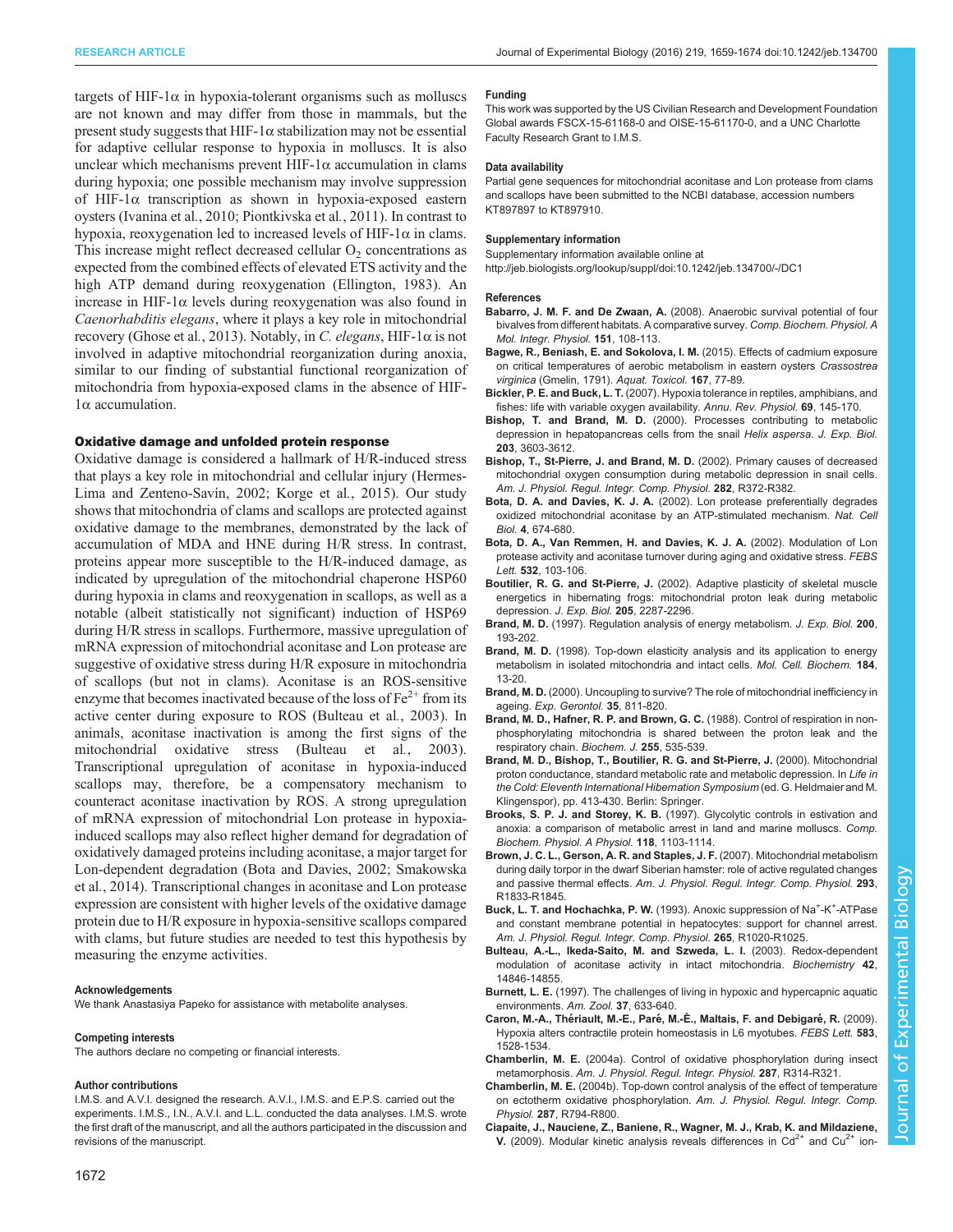targets of HIF-1α in hypoxia-tolerant organisms such as molluscs are not known and may differ from those in mammals, but the present study suggests that HIF-1α stabilization may not be essential for adaptive cellular response to hypoxia in molluscs. It is also unclear which mechanisms prevent HIF-1α accumulation in clams during hypoxia; one possible mechanism may involve suppression of HIF-1α transcription as shown in hypoxia-exposed eastern oysters (Ivanina et al., 2010; Piontkivska et al., 2011). In contrast to hypoxia, reoxygenation led to increased levels of HIF-1α in clams. This increase might reflect decreased cellular $O_2$ concentrations as expected from the combined effects of elevated ETS activity and the high ATP demand during reoxygenation (Ellington, 1983). An increase in HIF-1α levels during reoxygenation was also found in *Caenorhabditis elegans*, where it plays a key role in mitochondrial recovery (Ghose et al., 2013). Notably, in *C. elegans*, HIF-1α is not involved in adaptive mitochondrial reorganization during anoxia, similar to our finding of substantial functional reorganization of mitochondria from hypoxia-exposed clams in the absence of HIF-1α accumulation.

### Oxidative damage and unfolded protein response

Oxidative damage is considered a hallmark of H/R-induced stress that plays a key role in mitochondrial and cellular injury (Hermes-Lima and Zenteno-Savín, 2002; Korge et al., 2015). Our study shows that mitochondria of clams and scallops are protected against oxidative damage to the membranes, demonstrated by the lack of accumulation of MDA and HNE during H/R stress. In contrast, proteins appear more susceptible to the H/R-induced damage, as indicated by upregulation of the mitochondrial chaperone HSP60 during hypoxia in clams and reoxygenation in scallops, as well as a notable (albeit statistically not significant) induction of HSP69 during H/R stress in scallops. Furthermore, massive upregulation of mRNA expression of mitochondrial aconitase and Lon protease are suggestive of oxidative stress during H/R exposure in mitochondria of scallops (but not in clams). Aconitase is an ROS-sensitive enzyme that becomes inactivated because of the loss of $Fe^{2+}$ from its active center during exposure to ROS (Bulteau et al., 2003). In animals, aconitase inactivation is among the first signs of the mitochondrial oxidative stress (Bulteau et al., 2003). Transcriptional upregulation of aconitase in hypoxia-induced scallops may, therefore, be a compensatory mechanism to counteract aconitase inactivation by ROS. A strong upregulation of mRNA expression of mitochondrial Lon protease in hypoxia-induced scallops may also reflect higher demand for degradation of oxidatively damaged proteins including aconitase, a major target for Lon-dependent degradation (Bota and Davies, 2002; Smakowska et al., 2014). Transcriptional changes in aconitase and Lon protease expression are consistent with higher levels of the oxidative damage protein due to H/R exposure in hypoxia-sensitive scallops compared with clams, but future studies are needed to test this hypothesis by measuring the enzyme activities.

#### Acknowledgements
We thank Anastasiya Papeko for assistance with metabolite analyses.

#### Competing interests
The authors declare no competing or financial interests.

#### Author contributions
I.M.S. and A.V.I. designed the research. A.V.I., I.M.S. and E.P.S. carried out the experiments. I.M.S., I.N., A.V.I. and L.L. conducted the data analyses. I.M.S. wrote the first draft of the manuscript, and all the authors participated in the discussion and revisions of the manuscript.

#### Funding
This work was supported by the US Civilian Research and Development Foundation Global awards FSCX-15-61168-0 and OISE-15-61170-0, and a UNC Charlotte Faculty Research Grant to I.M.S.

#### Data availability
Partial gene sequences for mitochondrial aconitase and Lon protease from clams and scallops have been submitted to the NCBI database, accession numbers KT897897 to KT897910.

#### Supplementary information
Supplementary information available online at http://jeb.biologists.org/lookup/suppl/doi:10.1242/jeb.134700/-/DC1

#### References

**Babarro, J. M. F. and De Zwaan, A.** (2008). Anaerobic survival potential of four bivalves from different habitats. A comparative survey. *Comp. Biochem. Physiol. A Mol. Integr. Physiol.* **151**, 108-113.

**Bagwe, R., Beniash, E. and Sokolova, I. M.** (2015). Effects of cadmium exposure on critical temperatures of aerobic metabolism in eastern oysters *Crassostrea virginica* (Gmelin, 1791). *Aquat. Toxicol.* **167**, 77-89.

**Bickler, P. E. and Buck, L. T.** (2007). Hypoxia tolerance in reptiles, amphibians, and fishes: life with variable oxygen availability. *Annu. Rev. Physiol.* **69**, 145-170.

**Bishop, T. and Brand, M. D.** (2000). Processes contributing to metabolic depression in hepatopancreas cells from the snail *Helix aspersa*. *J. Exp. Biol.* **203**, 3603-3612.

**Bishop, T., St-Pierre, J. and Brand, M. D.** (2002). Primary causes of decreased mitochondrial oxygen consumption during metabolic depression in snail cells. *Am. J. Physiol. Regul. Integr. Comp. Physiol.* **282**, R372-R382.

**Bota, D. A. and Davies, K. J. A.** (2002). Lon protease preferentially degrades oxidized mitochondrial aconitase by an ATP-stimulated mechanism. *Nat. Cell Biol.* **4**, 674-680.

**Bota, D. A., Van Remmen, H. and Davies, K. J. A.** (2002). Modulation of Lon protease activity and aconitase turnover during aging and oxidative stress. *FEBS Lett.* **532**, 103-106.

**Boutilier, R. G. and St-Pierre, J.** (2002). Adaptive plasticity of skeletal muscle energetics in hibernating frogs: mitochondrial proton leak during metabolic depression. *J. Exp. Biol.* **205**, 2287-2296.

**Brand, M. D.** (1997). Regulation analysis of energy metabolism. *J. Exp. Biol.* **200**, 193-202.

**Brand, M. D.** (1998). Top-down elasticity analysis and its application to energy metabolism in isolated mitochondria and intact cells. *Mol. Cell. Biochem.* **184**, 13-20.

**Brand, M. D.** (2000). Uncoupling to survive? The role of mitochondrial inefficiency in ageing. *Exp. Gerontol.* **35**, 811-820.

**Brand, M. D., Hafner, R. P. and Brown, G. C.** (1988). Control of respiration in non-phosphorylating mitochondria is shared between the proton leak and the respiratory chain. *Biochem. J.* **255**, 535-539.

**Brand, M. D., Bishop, T., Boutilier, R. G. and St-Pierre, J.** (2000). Mitochondrial proton conductance, standard metabolic rate and metabolic depression. In *Life in the Cold: Eleventh International Hibernation Symposium* (ed. G. Heldmaier and M. Klingenspor), pp. 413-430. Berlin: Springer.

**Brooks, S. P. J. and Storey, K. B.** (1997). Glycolytic controls in estivation and anoxia: a comparison of metabolic arrest in land and marine molluscs. *Comp. Biochem. Physiol. A Physiol.* **118**, 1103-1114.

**Brown, J. C. L., Gerson, A. R. and Staples, J. F.** (2007). Mitochondrial metabolism during daily torpor in the dwarf Siberian hamster: role of active regulated changes and passive thermal effects. *Am. J. Physiol. Regul. Integr. Comp. Physiol.* **293**, R1833-R1845.

**Buck, L. T. and Hochachka, P. W.** (1993). Anoxic suppression of $Na^+$-$K^+$-ATPase and constant membrane potential in hepatocytes: support for channel arrest. *Am. J. Physiol. Regul. Integr. Comp. Physiol.* **265**, R1020-R1025.

**Bulteau, A.-L., Ikeda-Saito, M. and Szweda, L. I.** (2003). Redox-dependent modulation of aconitase activity in intact mitochondria. *Biochemistry* **42**, 14846-14855.

**Burnett, L. E.** (1997). The challenges of living in hypoxic and hypercapnic aquatic environments. *Am. Zool.* **37**, 633-640.

**Caron, M.-A., Thériault, M.-E., Paré, M.-È., Maltais, F. and Debigaré, R.** (2009). Hypoxia alters contractile protein homeostasis in L6 myotubes. *FEBS Lett.* **583**, 1528-1534.

**Chamberlin, M. E.** (2004a). Control of oxidative phosphorylation during insect metamorphosis. *Am. J. Physiol. Regul. Integr. Physiol.* **287**, R314-R321.

**Chamberlin, M. E.** (2004b). Top-down control analysis of the effect of temperature on ectotherm oxidative phosphorylation. *Am. J. Physiol. Regul. Integr. Comp. Physiol.* **287**, R794-R800.

**Ciapaite, J., Nauciene, Z., Baniene, R., Wagner, M. J., Krab, K. and Mildaziene, V.** (2009). Modular kinetic analysis reveals differences in $Cd^{2+}$ and $Cu^{2+}$ ion-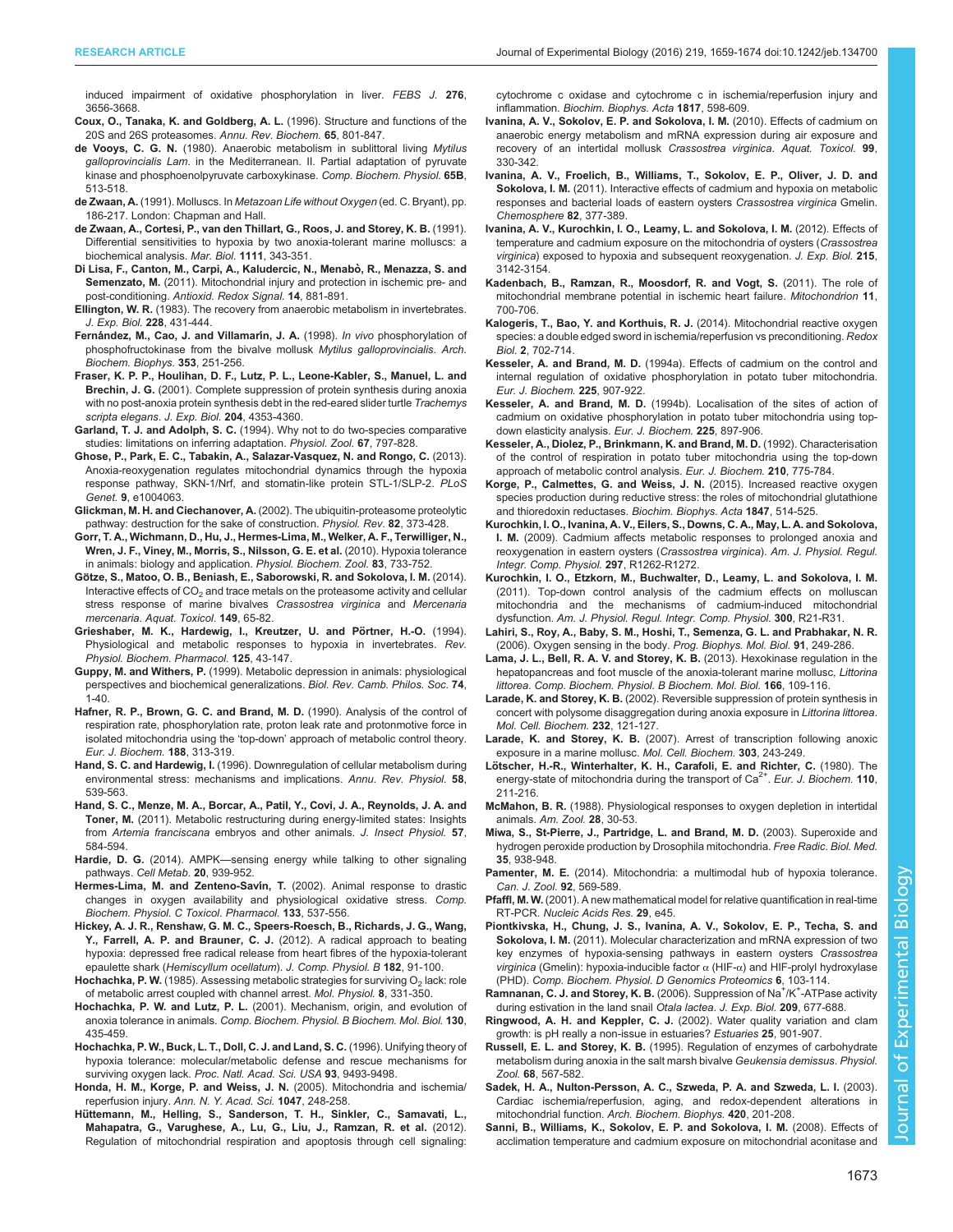induced impairment of oxidative phosphorylation in liver. *FEBS J.* **276**, 3656-3668.

**Coux, O., Tanaka, K. and Goldberg, A. L.** (1996). Structure and functions of the 20S and 26S proteasomes. *Annu. Rev. Biochem.* **65**, 801-847.

**de Vooys, C. G. N.** (1980). Anaerobic metabolism in sublittoral living *Mytilus galloprovincialis Lam.* in the Mediterranean. II. Partial adaptation of pyruvate kinase and phosphoenolpyruvate carboxykinase. *Comp. Biochem. Physiol.* **65B**, 513-518.

**de Zwaan, A.** (1991). Molluscs. In *Metazoan Life without Oxygen* (ed. C. Bryant), pp. 186-217. London: Chapman and Hall.

**de Zwaan, A., Cortesi, P., van den Thillart, G., Roos, J. and Storey, K. B.** (1991). Differential sensitivities to hypoxia by two anoxia-tolerant marine molluscs: a biochemical analysis. *Mar. Biol.* **1111**, 343-351.

**Di Lisa, F., Canton, M., Carpi, A., Kaludercic, N., Menabò, R., Menazza, S. and Semenzato, M.** (2011). Mitochondrial injury and protection in ischemic pre- and post-conditioning. *Antioxid. Redox Signal.* **14**, 881-891.

**Ellington, W. R.** (1983). The recovery from anaerobic metabolism in invertebrates. *J. Exp. Biol.* **228**, 431-444.

**Fernández, M., Cao, J. and Villamarín, J. A.** (1998). *In vivo* phosphorylation of phosphofructokinase from the bivalve mollusk *Mytilus galloprovincialis*. *Arch. Biochem. Biophys.* **353**, 251-256.

**Fraser, K. P. P., Houlihan, D. F., Lutz, P. L., Leone-Kabler, S., Manuel, L. and Brechin, J. G.** (2001). Complete suppression of protein synthesis during anoxia with no post-anoxia protein synthesis debt in the red-eared slider turtle *Trachemys scripta elegans*. *J. Exp. Biol.* **204**, 4353-4360.

**Garland, T. J. and Adolph, S. C.** (1994). Why not to do two-species comparative studies: limitations on inferring adaptation. *Physiol. Zool.* **67**, 797-828.

**Ghose, P., Park, E. C., Tabakin, A., Salazar-Vasquez, N. and Rongo, C.** (2013). Anoxia-reoxygenation regulates mitochondrial dynamics through the hypoxia response pathway, SKN-1/Nrf, and stomatin-like protein STL-1/SLP-2. *PLoS Genet.* **9**, e1004063.

**Glickman, M. H. and Ciechanover, A.** (2002). The ubiquitin-proteasome proteolytic pathway: destruction for the sake of construction. *Physiol. Rev.* **82**, 373-428.

**Gorr, T. A., Wichmann, D., Hu, J., Hermes-Lima, M., Welker, A. F., Terwilliger, N., Wren, J. F., Viney, M., Morris, S., Nilsson, G. E. et al.** (2010). Hypoxia tolerance in animals: biology and application. *Physiol. Biochem. Zool.* **83**, 733-752.

**Götze, S., Matoo, O. B., Beniash, E., Saborowski, R. and Sokolova, I. M.** (2014). Interactive effects of $CO_2$ and trace metals on the proteasome activity and cellular stress response of marine bivalves *Crassostrea virginica* and *Mercenaria mercenaria*. *Aquat. Toxicol.* **149**, 65-82.

**Grieshaber, M. K., Hardewig, I., Kreutzer, U. and Pörtner, H.-O.** (1994). Physiological and metabolic responses to hypoxia in invertebrates. *Rev. Physiol. Biochem. Pharmacol.* **125**, 43-147.

**Guppy, M. and Withers, P.** (1999). Metabolic depression in animals: physiological perspectives and biochemical generalizations. *Biol. Rev. Camb. Philos. Soc.* **74**, 1-40.

**Hafner, R. P., Brown, G. C. and Brand, M. D.** (1990). Analysis of the control of respiration rate, phosphorylation rate, proton leak rate and protonmotive force in isolated mitochondria using the 'top-down' approach of metabolic control theory. *Eur. J. Biochem.* **188**, 313-319.

**Hand, S. C. and Hardewig, I.** (1996). Downregulation of cellular metabolism during environmental stress: mechanisms and implications. *Annu. Rev. Physiol.* **58**, 539-563.

**Hand, S. C., Menze, M. A., Borcar, A., Patil, Y., Covi, J. A., Reynolds, J. A. and Toner, M.** (2011). Metabolic restructuring during energy-limited states: Insights from *Artemia franciscana* embryos and other animals. *J. Insect Physiol.* **57**, 584-594.

**Hardie, D. G.** (2014). AMPK—sensing energy while talking to other signaling pathways. *Cell Metab.* **20**, 939-952.

**Hermes-Lima, M. and Zenteno-Savín, T.** (2002). Animal response to drastic changes in oxygen availability and physiological oxidative stress. *Comp. Biochem. Physiol. C Toxicol. Pharmacol.* **133**, 537-556.

**Hickey, A. J. R., Renshaw, G. M. C., Speers-Roesch, B., Richards, J. G., Wang, Y., Farrell, A. P. and Brauner, C. J.** (2012). A radical approach to beating hypoxia: depressed free radical release from heart fibres of the hypoxia-tolerant epaulette shark (*Hemiscyllium ocellatum*). *J. Comp. Physiol. B* **182**, 91-100.

**Hochachka, P. W.** (1985). Assessing metabolic strategies for surviving $O_2$ lack: role of metabolic arrest coupled with channel arrest. *Mol. Physiol.* **8**, 331-350.

**Hochachka, P. W. and Lutz, P. L.** (2001). Mechanism, origin, and evolution of anoxia tolerance in animals. *Comp. Biochem. Physiol. B Biochem. Mol. Biol.* **130**, 435-459.

**Hochachka, P. W., Buck, L. T., Doll, C. J. and Land, S. C.** (1996). Unifying theory of hypoxia tolerance: molecular/metabolic defense and rescue mechanisms for surviving oxygen lack. *Proc. Natl. Acad. Sci. USA* **93**, 9493-9498.

**Honda, H. M., Korge, P. and Weiss, J. N.** (2005). Mitochondria and ischemia/reperfusion injury. *Ann. N. Y. Acad. Sci.* **1047**, 248-258.

**Hüttemann, M., Helling, S., Sanderson, T. H., Sinkler, C., Samavati, L., Mahapatra, G., Varughese, A., Lu, G., Liu, J., Ramzan, R. et al.** (2012). Regulation of mitochondrial respiration and apoptosis through cell signaling: cytochrome c oxidase and cytochrome c in ischemia/reperfusion injury and inflammation. *Biochim. Biophys. Acta* **1817**, 598-609.

**Ivanina, A. V., Sokolov, E. P. and Sokolova, I. M.** (2010). Effects of cadmium on anaerobic energy metabolism and mRNA expression during air exposure and recovery of an intertidal mollusk *Crassostrea virginica*. *Aquat. Toxicol.* **99**, 330-342.

**Ivanina, A. V., Froelich, B., Williams, T., Sokolov, E. P., Oliver, J. D. and Sokolova, I. M.** (2011). Interactive effects of cadmium and hypoxia on metabolic responses and bacterial loads of eastern oysters *Crassostrea virginica* Gmelin. *Chemosphere* **82**, 377-389.

**Ivanina, A. V., Kurochkin, I. O., Leamy, L. and Sokolova, I. M.** (2012). Effects of temperature and cadmium exposure on the mitochondria of oysters (*Crassostrea virginica*) exposed to hypoxia and subsequent reoxygenation. *J. Exp. Biol.* **215**, 3142-3154.

**Kadenbach, B., Ramzan, R., Moosdorf, R. and Vogt, S.** (2011). The role of mitochondrial membrane potential in ischemic heart failure. *Mitochondrion* **11**, 700-706.

**Kalogeris, T., Bao, Y. and Korthuis, R. J.** (2014). Mitochondrial reactive oxygen species: a double edged sword in ischemia/reperfusion vs preconditioning. *Redox Biol.* **2**, 702-714.

**Kesseler, A. and Brand, M. D.** (1994a). Effects of cadmium on the control and internal regulation of oxidative phosphorylation in potato tuber mitochondria. *Eur. J. Biochem.* **225**, 907-922.

**Kesseler, A. and Brand, M. D.** (1994b). Localisation of the sites of action of cadmium on oxidative phosphorylation in potato tuber mitochondria using top-down elasticity analysis. *Eur. J. Biochem.* **225**, 897-906.

**Kesseler, A., Diolez, P., Brinkmann, K. and Brand, M. D.** (1992). Characterisation of the control of respiration in potato tuber mitochondria using the top-down approach of metabolic control analysis. *Eur. J. Biochem.* **210**, 775-784.

**Korge, P., Calmettes, G. and Weiss, J. N.** (2015). Increased reactive oxygen species production during reductive stress: the roles of mitochondrial glutathione and thioredoxin reductases. *Biochim. Biophys. Acta* **1847**, 514-525.

**Kurochkin, I. O., Ivanina, A. V., Eilers, S., Downs, C. A., May, L. A. and Sokolova, I. M.** (2009). Cadmium affects metabolic responses to prolonged anoxia and reoxygenation in eastern oysters (*Crassostrea virginica*). *Am. J. Physiol. Regul. Integr. Comp. Physiol.* **297**, R1262-R1272.

**Kurochkin, I. O., Etzkorn, M., Buchwalter, D., Leamy, L. and Sokolova, I. M.** (2011). Top-down control analysis of the cadmium effects on molluscan mitochondria and the mechanisms of cadmium-induced mitochondrial dysfunction. *Am. J. Physiol. Regul. Integr. Comp. Physiol.* **300**, R21-R31.

**Lahiri, S., Roy, A., Baby, S. M., Hoshi, T., Semenza, G. L. and Prabhakar, N. R.** (2006). Oxygen sensing in the body. *Prog. Biophys. Mol. Biol.* **91**, 249-286.

**Lama, J. L., Bell, R. A. V. and Storey, K. B.** (2013). Hexokinase regulation in the hepatopancreas and foot muscle of the anoxia-tolerant marine mollusc, *Littorina littorea*. *Comp. Biochem. Physiol. B Biochem. Mol. Biol.* **166**, 109-116.

**Larade, K. and Storey, K. B.** (2002). Reversible suppression of protein synthesis in concert with polysome disaggregation during anoxia exposure in *Littorina littorea*. *Mol. Cell. Biochem.* **232**, 121-127.

**Larade, K. and Storey, K. B.** (2007). Arrest of transcription following anoxic exposure in a marine mollusc. *Mol. Cell. Biochem.* **303**, 243-249.

**Lötscher, H.-R., Winterhalter, K. H., Carafoli, E. and Richter, C.** (1980). The energy-state of mitochondria during the transport of $Ca^{2+}$. *Eur. J. Biochem.* **110**, 211-216.

**McMahon, B. R.** (1988). Physiological responses to oxygen depletion in intertidal animals. *Am. Zool.* **28**, 30-53.

**Miwa, S., St-Pierre, J., Partridge, L. and Brand, M. D.** (2003). Superoxide and hydrogen peroxide production by Drosophila mitochondria. *Free Radic. Biol. Med.* **35**, 938-948.

**Pamenter, M. E.** (2014). Mitochondria: a multimodal hub of hypoxia tolerance. *Can. J. Zool.* **92**, 569-589.

**Pfaffl, M. W.** (2001). A new mathematical model for relative quantification in real-time RT-PCR. *Nucleic Acids Res.* **29**, e45.

**Piontkivska, H., Chung, J. S., Ivanina, A. V., Sokolov, E. P., Techa, S. and Sokolova, I. M.** (2011). Molecular characterization and mRNA expression of two key enzymes of hypoxia-sensing pathways in eastern oysters *Crassostrea virginica* (Gmelin): hypoxia-inducible factor α (HIF-α) and HIF-prolyl hydroxylase (PHD). *Comp. Biochem. Physiol. D Genomics Proteomics* **6**, 103-114.

**Ramnanan, C. J. and Storey, K. B.** (2006). Suppression of $Na^+/K^+$-ATPase activity during estivation in the land snail *Otala lactea*. *J. Exp. Biol.* **209**, 677-688.

**Ringwood, A. H. and Keppler, C. J.** (2002). Water quality variation and clam growth: is pH really a non-issue in estuaries? *Estuaries* **25**, 901-907.

**Russell, E. L. and Storey, K. B.** (1995). Regulation of enzymes of carbohydrate metabolism during anoxia in the salt marsh bivalve *Geukensia demissus*. *Physiol. Zool.* **68**, 567-582.

**Sadek, H. A., Nulton-Persson, A. C., Szweda, P. A. and Szweda, L. I.** (2003). Cardiac ischemia/reperfusion, aging, and redox-dependent alterations in mitochondrial function. *Arch. Biochem. Biophys.* **420**, 201-208.

**Sanni, B., Williams, K., Sokolov, E. P. and Sokolova, I. M.** (2008). Effects of acclimation temperature and cadmium exposure on mitochondrial aconitase and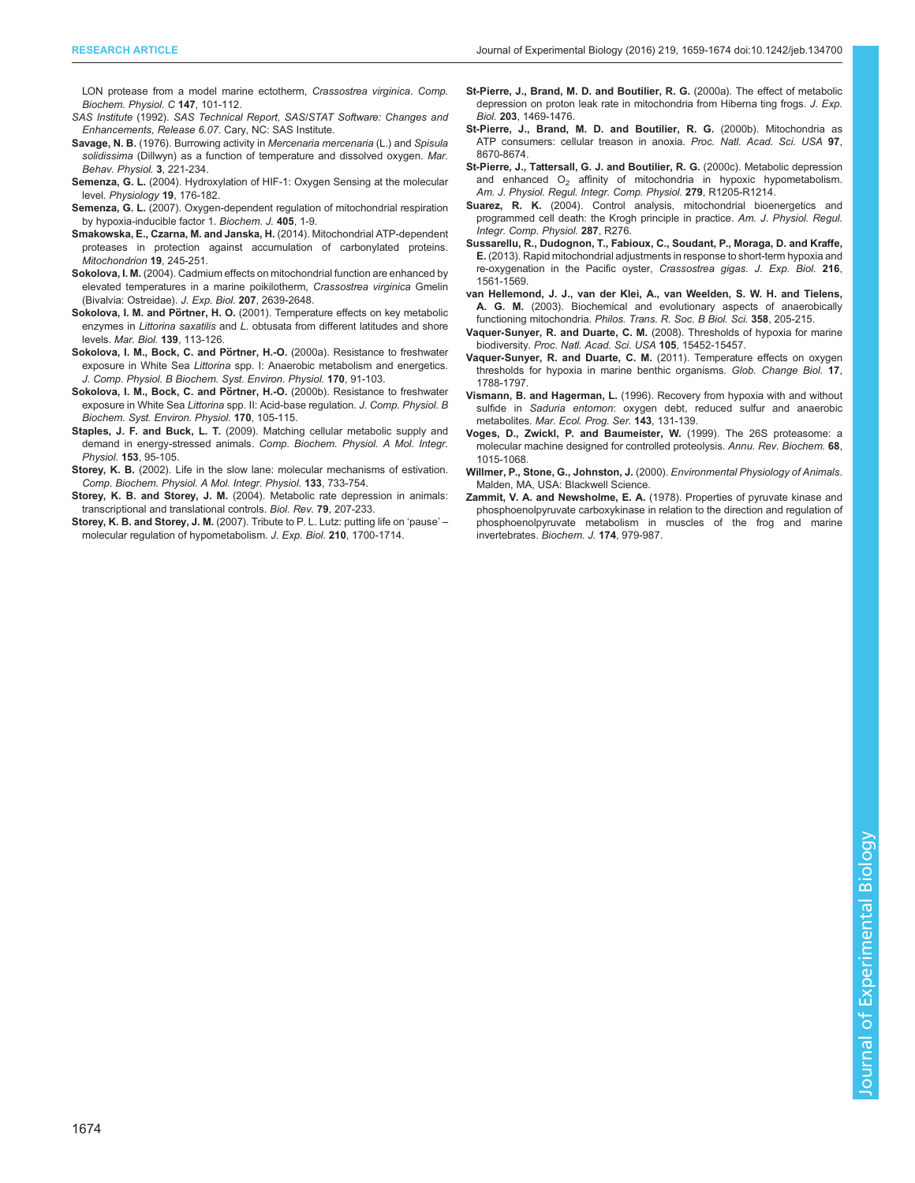LON protease from a model marine ectotherm, *Crassostrea virginica*. *Comp. Biochem. Physiol. C* **147**, 101-112.

*SAS Institute* (1992). *SAS Technical Report, SAS/STAT Software: Changes and Enhancements, Release 6.07*. Cary, NC: SAS Institute.

**Savage, N. B.** (1976). Burrowing activity in *Mercenaria mercenaria* (L.) and *Spisula solidissima* (Dillwyn) as a function of temperature and dissolved oxygen. *Mar. Behav. Physiol.* **3**, 221-234.

**Semenza, G. L.** (2004). Hydroxylation of HIF-1: Oxygen Sensing at the molecular level. *Physiology* **19**, 176-182.

**Semenza, G. L.** (2007). Oxygen-dependent regulation of mitochondrial respiration by hypoxia-inducible factor 1. *Biochem. J.* **405**, 1-9.

**Smakowska, E., Czarna, M. and Janska, H.** (2014). Mitochondrial ATP-dependent proteases in protection against accumulation of carbonylated proteins. *Mitochondrion* **19**, 245-251.

**Sokolova, I. M.** (2004). Cadmium effects on mitochondrial function are enhanced by elevated temperatures in a marine poikilotherm, *Crassostrea virginica* Gmelin (Bivalvia: Ostreidae). *J. Exp. Biol.* **207**, 2639-2648.

**Sokolova, I. M. and Pörtner, H. O.** (2001). Temperature effects on key metabolic enzymes in *Littorina saxatilis* and *L.* obtusata from different latitudes and shore levels. *Mar. Biol.* **139**, 113-126.

**Sokolova, I. M., Bock, C. and Pörtner, H.-O.** (2000a). Resistance to freshwater exposure in White Sea *Littorina* spp. I: Anaerobic metabolism and energetics. *J. Comp. Physiol. B Biochem. Syst. Environ. Physiol.* **170**, 91-103.

**Sokolova, I. M., Bock, C. and Pörtner, H.-O.** (2000b). Resistance to freshwater exposure in White Sea *Littorina* spp. II: Acid-base regulation. *J. Comp. Physiol. B Biochem. Syst. Environ. Physiol.* **170**, 105-115.

**Staples, J. F. and Buck, L. T.** (2009). Matching cellular metabolic supply and demand in energy-stressed animals. *Comp. Biochem. Physiol. A Mol. Integr. Physiol.* **153**, 95-105.

**Storey, K. B.** (2002). Life in the slow lane: molecular mechanisms of estivation. *Comp. Biochem. Physiol. A Mol. Integr. Physiol.* **133**, 733-754.

**Storey, K. B. and Storey, J. M.** (2004). Metabolic rate depression in animals: transcriptional and translational controls. *Biol. Rev.* **79**, 207-233.

**Storey, K. B. and Storey, J. M.** (2007). Tribute to P. L. Lutz: putting life on 'pause' – molecular regulation of hypometabolism. *J. Exp. Biol.* **210**, 1700-1714.

**St-Pierre, J., Brand, M. D. and Boutilier, R. G.** (2000a). The effect of metabolic depression on proton leak rate in mitochondria from Hiberna ting frogs. *J. Exp. Biol.* **203**, 1469-1476.

**St-Pierre, J., Brand, M. D. and Boutilier, R. G.** (2000b). Mitochondria as ATP consumers: cellular treason in anoxia. *Proc. Natl. Acad. Sci. USA* **97**, 8670-8674.

**St-Pierre, J., Tattersall, G. J. and Boutilier, R. G.** (2000c). Metabolic depression and enhanced $O_2$ affinity of mitochondria in hypoxic hypometabolism. *Am. J. Physiol. Regul. Integr. Comp. Physiol.* **279**, R1205-R1214.

**Suarez, R. K.** (2004). Control analysis, mitochondrial bioenergetics and programmed cell death: the Krogh principle in practice. *Am. J. Physiol. Regul. Integr. Comp. Physiol.* **287**, R276.

**Sussarellu, R., Dudognon, T., Fabioux, C., Soudant, P., Moraga, D. and Kraffe, E.** (2013). Rapid mitochondrial adjustments in response to short-term hypoxia and re-oxygenation in the Pacific oyster, *Crassostrea gigas*. *J. Exp. Biol.* **216**, 1561-1569.

**van Hellemond, J. J., van der Klei, A., van Weelden, S. W. H. and Tielens, A. G. M.** (2003). Biochemical and evolutionary aspects of anaerobically functioning mitochondria. *Philos. Trans. R. Soc. B Biol. Sci.* **358**, 205-215.

**Vaquer-Sunyer, R. and Duarte, C. M.** (2008). Thresholds of hypoxia for marine biodiversity. *Proc. Natl. Acad. Sci. USA* **105**, 15452-15457.

**Vaquer-Sunyer, R. and Duarte, C. M.** (2011). Temperature effects on oxygen thresholds for hypoxia in marine benthic organisms. *Glob. Change Biol.* **17**, 1788-1797.

**Vismann, B. and Hagerman, L.** (1996). Recovery from hypoxia with and without sulfide in *Saduria entomon*: oxygen debt, reduced sulfur and anaerobic metabolites. *Mar. Ecol. Prog. Ser.* **143**, 131-139.

**Voges, D., Zwickl, P. and Baumeister, W.** (1999). The 26S proteasome: a molecular machine designed for controlled proteolysis. *Annu. Rev. Biochem.* **68**, 1015-1068.

**Willmer, P., Stone, G., Johnston, J.** (2000). *Environmental Physiology of Animals*. Malden, MA, USA: Blackwell Science.

**Zammit, V. A. and Newsholme, E. A.** (1978). Properties of pyruvate kinase and phosphoenolpyruvate carboxykinase in relation to the direction and regulation of phosphoenolpyruvate metabolism in muscles of the frog and marine invertebrates. *Biochem. J.* **174**, 979-987.